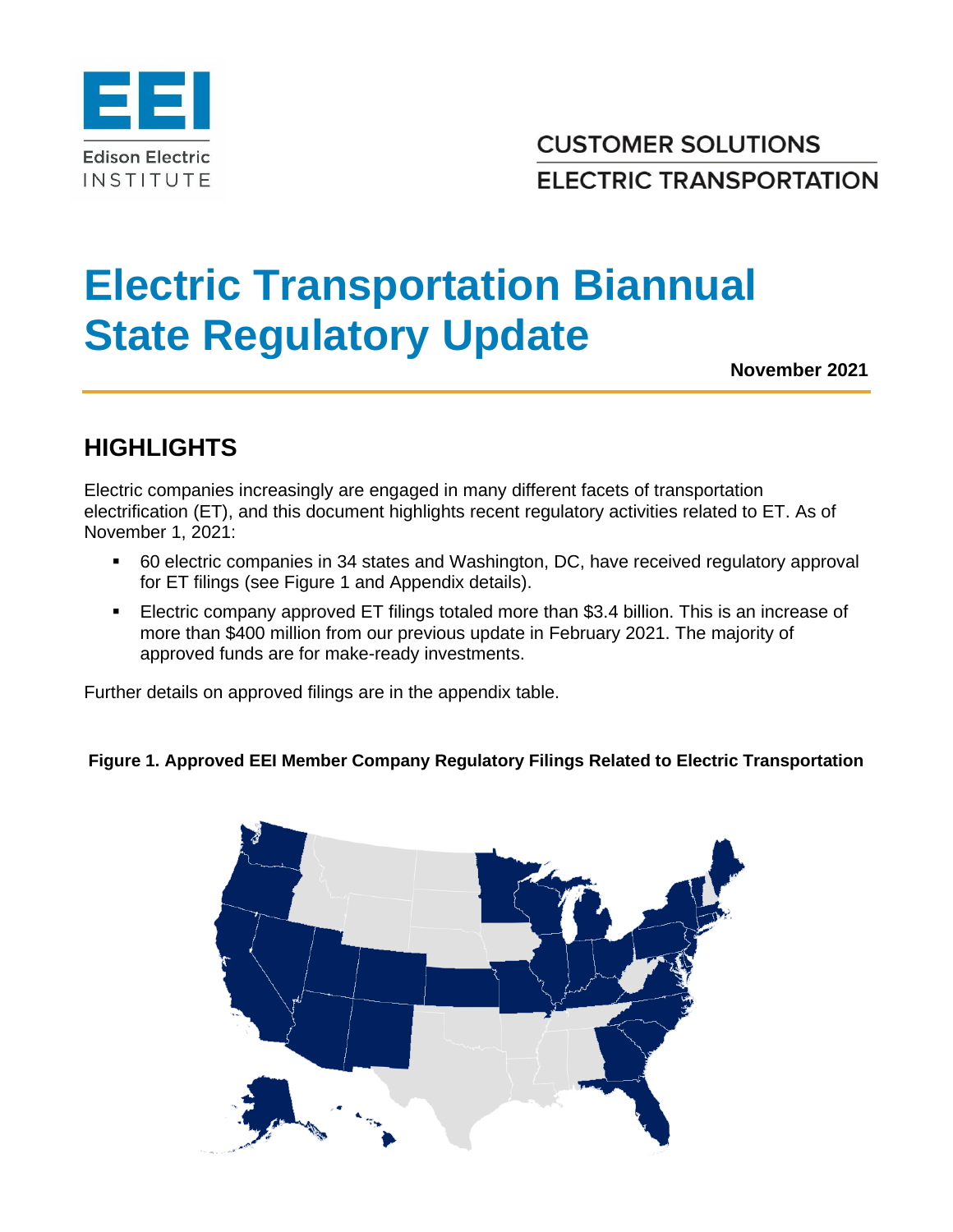CUSTOMER SOLUTIONS

ELECTRIC TRANSPORTATION

# Electric Transportation Biannual State Regulatory Update

**November 2021**

## HIGHLIGHTS

Electric companies increasingly are engaged in many different facets of transportation electrification (ET), and this document highlights recent regulatory activities related to ET. As of November 1, 2021:

- 60 electric companies in 34 states and Washington, DC, have received regulatory approval for ET filings (see Figure 1 and Appendix details).
- Electric company approved ET filings totaled more than $3.4 billion. This is an increase of more than $400 million from our previous update in February 2021. The majority of approved funds are for make-ready investments.

Further details on approved filings are in the appendix table.

**Figure 1. Approved EEI Member Company Regulatory Filings Related to Electric Transportation**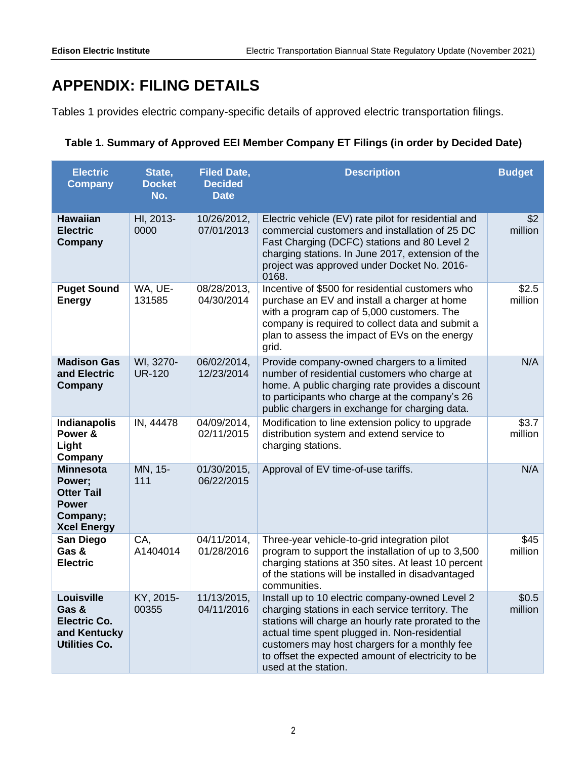# APPENDIX: FILING DETAILS

Tables 1 provides electric company-specific details of approved electric transportation filings.

**Table 1. Summary of Approved EEI Member Company ET Filings (in order by Decided Date)**

| Electric Company | State, Docket No. | Filed Date, Decided Date | Description | Budget |
|---|---|---|---|---|
| **Hawaiian Electric Company** | HI, 2013-0000 | 10/26/2012, 07/01/2013 | Electric vehicle (EV) rate pilot for residential and commercial customers and installation of 25 DC Fast Charging (DCFC) stations and 80 Level 2 charging stations. In June 2017, extension of the project was approved under Docket No. 2016-0168. | $2 million |
| **Puget Sound Energy** | WA, UE-131585 | 08/28/2013, 04/30/2014 | Incentive of $500 for residential customers who purchase an EV and install a charger at home with a program cap of 5,000 customers. The company is required to collect data and submit a plan to assess the impact of EVs on the energy grid. | $2.5 million |
| **Madison Gas and Electric Company** | WI, 3270-UR-120 | 06/02/2014, 12/23/2014 | Provide company-owned chargers to a limited number of residential customers who charge at home. A public charging rate provides a discount to participants who charge at the company's 26 public chargers in exchange for charging data. | N/A |
| **Indianapolis Power & Light Company** | IN, 44478 | 04/09/2014, 02/11/2015 | Modification to line extension policy to upgrade distribution system and extend service to charging stations. | $3.7 million |
| **Minnesota Power; Otter Tail Power Company; Xcel Energy** | MN, 15-111 | 01/30/2015, 06/22/2015 | Approval of EV time-of-use tariffs. | N/A |
| **San Diego Gas & Electric** | CA, A1404014 | 04/11/2014, 01/28/2016 | Three-year vehicle-to-grid integration pilot program to support the installation of up to 3,500 charging stations at 350 sites. At least 10 percent of the stations will be installed in disadvantaged communities. | $45 million |
| **Louisville Gas & Electric Co. and Kentucky Utilities Co.** | KY, 2015-00355 | 11/13/2015, 04/11/2016 | Install up to 10 electric company-owned Level 2 charging stations in each service territory. The stations will charge an hourly rate prorated to the actual time spent plugged in. Non-residential customers may host chargers for a monthly fee to offset the expected amount of electricity to be used at the station. | $0.5 million |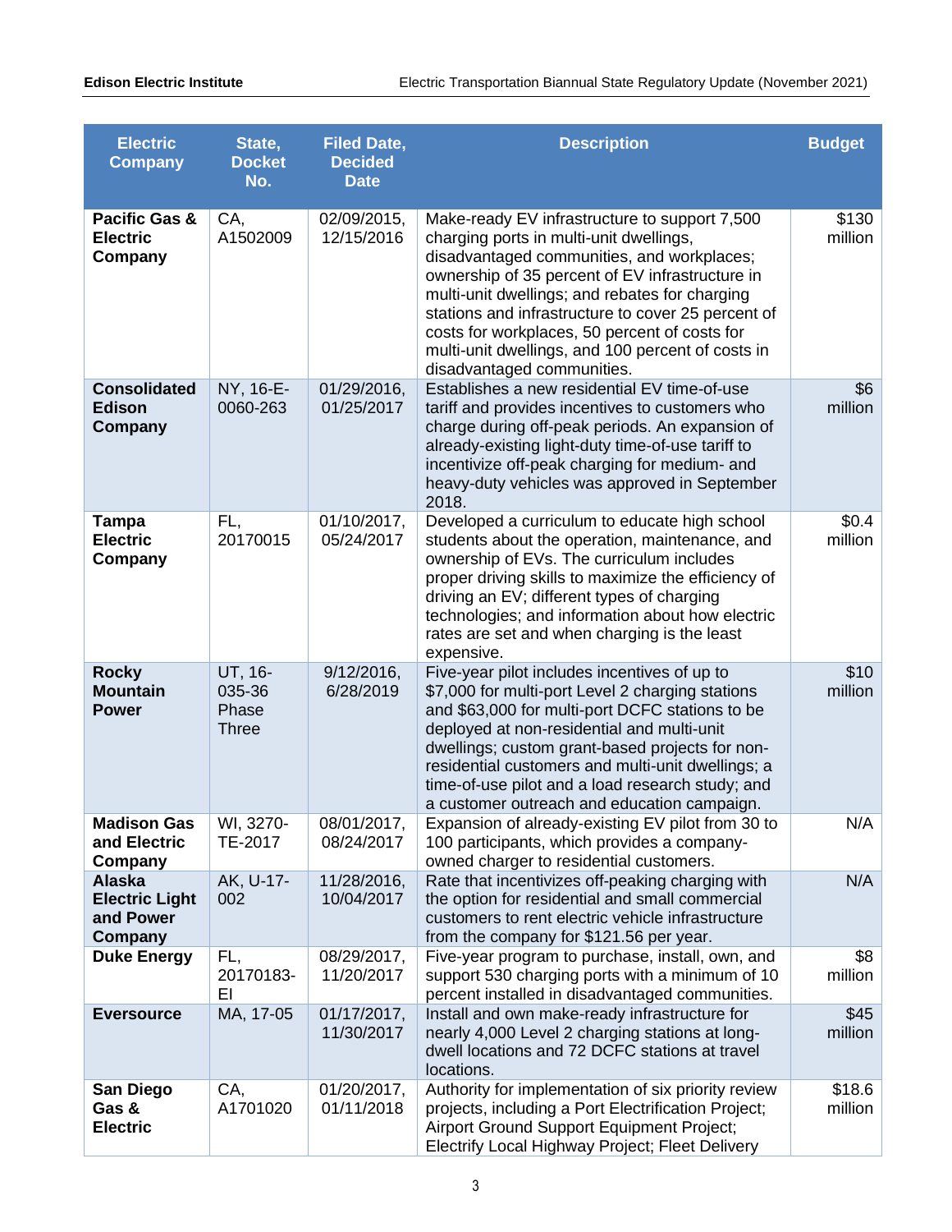| Electric Company | State, Docket No. | Filed Date, Decided Date | Description | Budget |
|---|---|---|---|---|
| **Pacific Gas & Electric Company** | CA, A1502009 | 02/09/2015, 12/15/2016 | Make-ready EV infrastructure to support 7,500 charging ports in multi-unit dwellings, disadvantaged communities, and workplaces; ownership of 35 percent of EV infrastructure in multi-unit dwellings; and rebates for charging stations and infrastructure to cover 25 percent of costs for workplaces, 50 percent of costs for multi-unit dwellings, and 100 percent of costs in disadvantaged communities. | $130 million |
| **Consolidated Edison Company** | NY, 16-E-0060-263 | 01/29/2016, 01/25/2017 | Establishes a new residential EV time-of-use tariff and provides incentives to customers who charge during off-peak periods. An expansion of already-existing light-duty time-of-use tariff to incentivize off-peak charging for medium- and heavy-duty vehicles was approved in September 2018. | $6 million |
| **Tampa Electric Company** | FL, 20170015 | 01/10/2017, 05/24/2017 | Developed a curriculum to educate high school students about the operation, maintenance, and ownership of EVs. The curriculum includes proper driving skills to maximize the efficiency of driving an EV; different types of charging technologies; and information about how electric rates are set and when charging is the least expensive. | $0.4 million |
| **Rocky Mountain Power** | UT, 16-035-36 Phase Three | 9/12/2016, 6/28/2019 | Five-year pilot includes incentives of up to $7,000 for multi-port Level 2 charging stations and $63,000 for multi-port DCFC stations to be deployed at non-residential and multi-unit dwellings; custom grant-based projects for non-residential customers and multi-unit dwellings; a time-of-use pilot and a load research study; and a customer outreach and education campaign. | $10 million |
| **Madison Gas and Electric Company** | WI, 3270-TE-2017 | 08/01/2017, 08/24/2017 | Expansion of already-existing EV pilot from 30 to 100 participants, which provides a company-owned charger to residential customers. | N/A |
| **Alaska Electric Light and Power Company** | AK, U-17-002 | 11/28/2016, 10/04/2017 | Rate that incentivizes off-peaking charging with the option for residential and small commercial customers to rent electric vehicle infrastructure from the company for $121.56 per year. | N/A |
| **Duke Energy** | FL, 20170183-EI | 08/29/2017, 11/20/2017 | Five-year program to purchase, install, own, and support 530 charging ports with a minimum of 10 percent installed in disadvantaged communities. | $8 million |
| **Eversource** | MA, 17-05 | 01/17/2017, 11/30/2017 | Install and own make-ready infrastructure for nearly 4,000 Level 2 charging stations at long-dwell locations and 72 DCFC stations at travel locations. | $45 million |
| **San Diego Gas & Electric** | CA, A1701020 | 01/20/2017, 01/11/2018 | Authority for implementation of six priority review projects, including a Port Electrification Project; Airport Ground Support Equipment Project; Electrify Local Highway Project; Fleet Delivery | $18.6 million |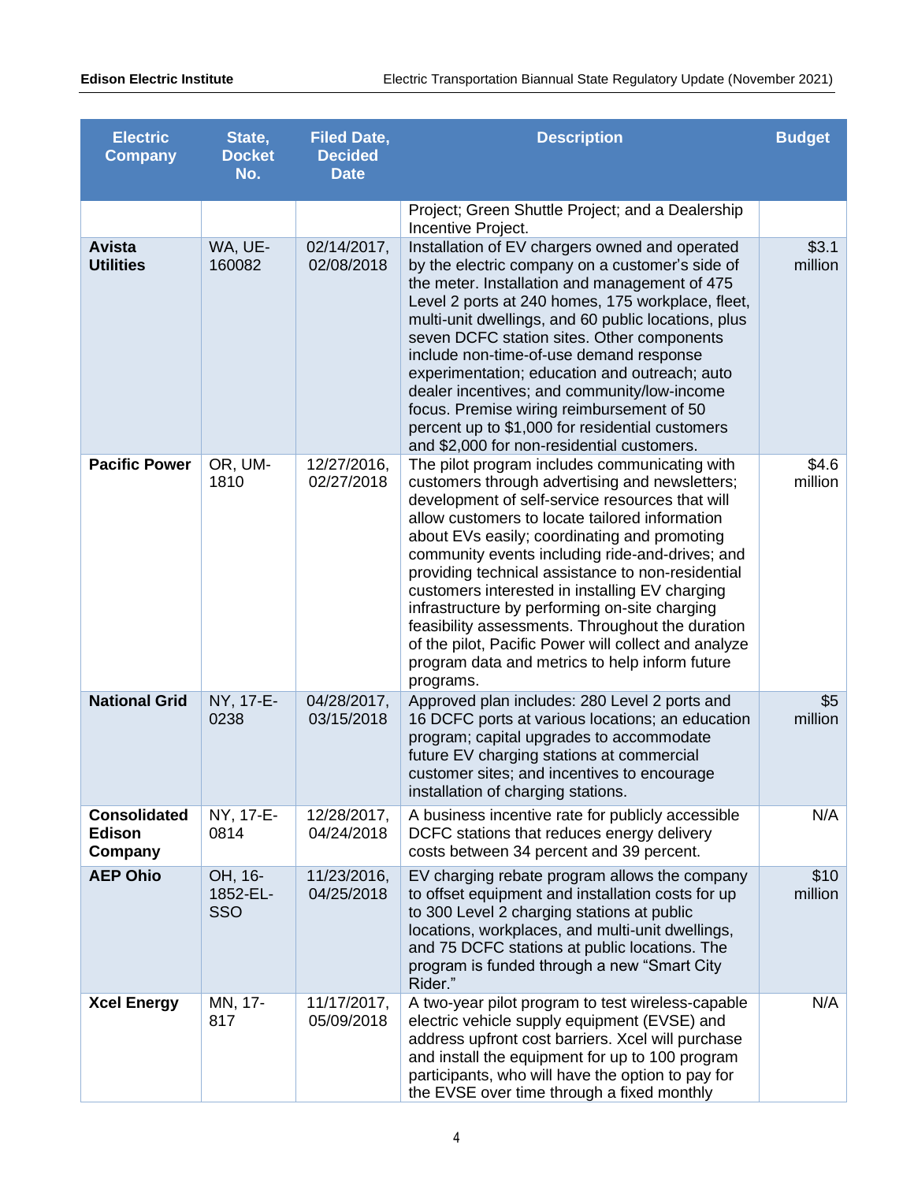| Electric Company | State, Docket No. | Filed Date, Decided Date | Description | Budget |
|---|---|---|---|---|
| | | | Project; Green Shuttle Project; and a Dealership Incentive Project. | |
| **Avista Utilities** | WA, UE-160082 | 02/14/2017, 02/08/2018 | Installation of EV chargers owned and operated by the electric company on a customer's side of the meter. Installation and management of 475 Level 2 ports at 240 homes, 175 workplace, fleet, multi-unit dwellings, and 60 public locations, plus seven DCFC station sites. Other components include non-time-of-use demand response experimentation; education and outreach; auto dealer incentives; and community/low-income focus. Premise wiring reimbursement of 50 percent up to $1,000 for residential customers and $2,000 for non-residential customers. | $3.1 million |
| **Pacific Power** | OR, UM-1810 | 12/27/2016, 02/27/2018 | The pilot program includes communicating with customers through advertising and newsletters; development of self-service resources that will allow customers to locate tailored information about EVs easily; coordinating and promoting community events including ride-and-drives; and providing technical assistance to non-residential customers interested in installing EV charging infrastructure by performing on-site charging feasibility assessments. Throughout the duration of the pilot, Pacific Power will collect and analyze program data and metrics to help inform future programs. | $4.6 million |
| **National Grid** | NY, 17-E-0238 | 04/28/2017, 03/15/2018 | Approved plan includes: 280 Level 2 ports and 16 DCFC ports at various locations; an education program; capital upgrades to accommodate future EV charging stations at commercial customer sites; and incentives to encourage installation of charging stations. | $5 million |
| **Consolidated Edison Company** | NY, 17-E-0814 | 12/28/2017, 04/24/2018 | A business incentive rate for publicly accessible DCFC stations that reduces energy delivery costs between 34 percent and 39 percent. | N/A |
| **AEP Ohio** | OH, 16-1852-EL-SSO | 11/23/2016, 04/25/2018 | EV charging rebate program allows the company to offset equipment and installation costs for up to 300 Level 2 charging stations at public locations, workplaces, and multi-unit dwellings, and 75 DCFC stations at public locations. The program is funded through a new "Smart City Rider." | $10 million |
| **Xcel Energy** | MN, 17-817 | 11/17/2017, 05/09/2018 | A two-year pilot program to test wireless-capable electric vehicle supply equipment (EVSE) and address upfront cost barriers. Xcel will purchase and install the equipment for up to 100 program participants, who will have the option to pay for the EVSE over time through a fixed monthly | N/A |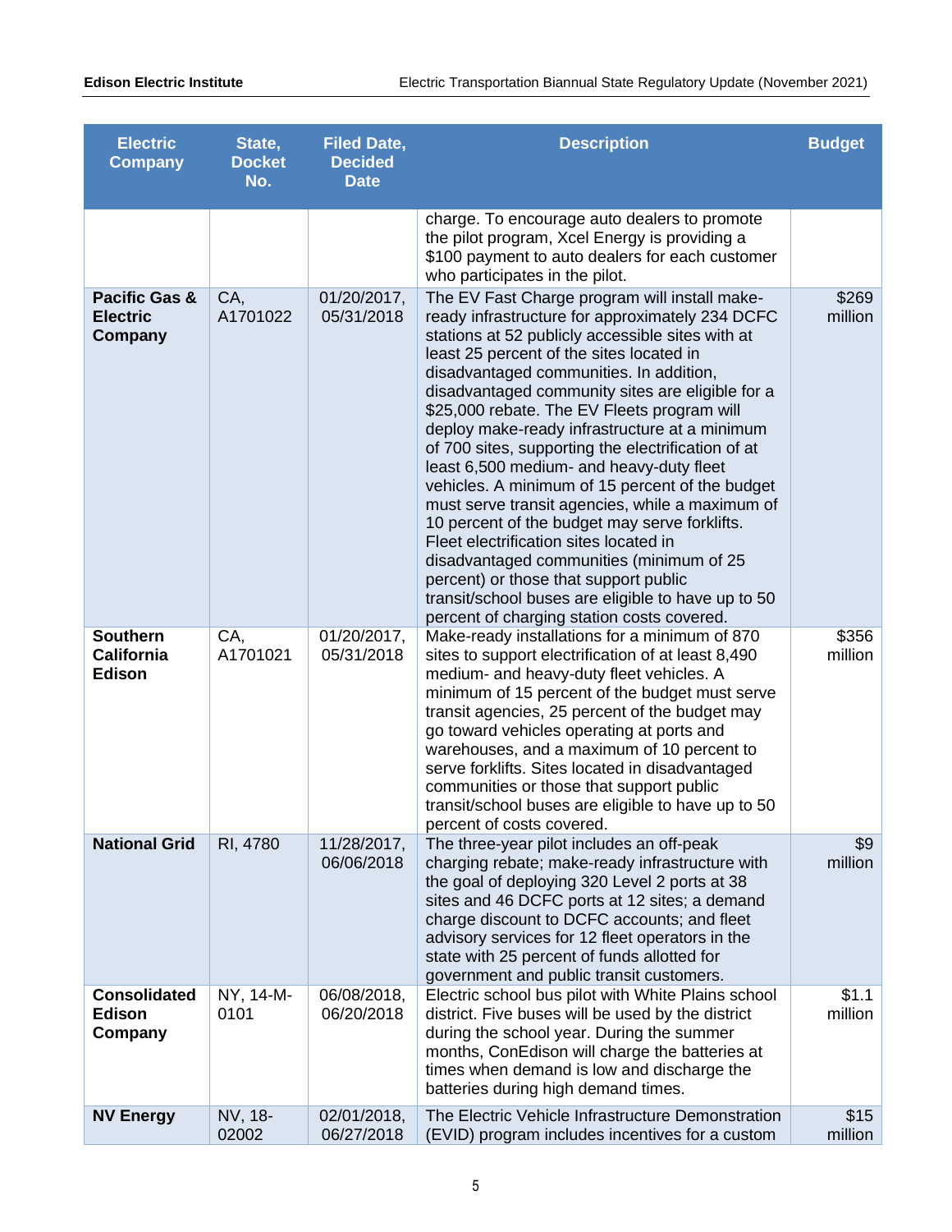| Electric Company | State, Docket No. | Filed Date, Decided Date | Description | Budget |
|---|---|---|---|---|
| | | | charge. To encourage auto dealers to promote the pilot program, Xcel Energy is providing a $100 payment to auto dealers for each customer who participates in the pilot. | |
| **Pacific Gas & Electric Company** | CA, A1701022 | 01/20/2017, 05/31/2018 | The EV Fast Charge program will install make-ready infrastructure for approximately 234 DCFC stations at 52 publicly accessible sites with at least 25 percent of the sites located in disadvantaged communities. In addition, disadvantaged community sites are eligible for a $25,000 rebate. The EV Fleets program will deploy make-ready infrastructure at a minimum of 700 sites, supporting the electrification of at least 6,500 medium- and heavy-duty fleet vehicles. A minimum of 15 percent of the budget must serve transit agencies, while a maximum of 10 percent of the budget may serve forklifts. Fleet electrification sites located in disadvantaged communities (minimum of 25 percent) or those that support public transit/school buses are eligible to have up to 50 percent of charging station costs covered. | $269 million |
| **Southern California Edison** | CA, A1701021 | 01/20/2017, 05/31/2018 | Make-ready installations for a minimum of 870 sites to support electrification of at least 8,490 medium- and heavy-duty fleet vehicles. A minimum of 15 percent of the budget must serve transit agencies, 25 percent of the budget may go toward vehicles operating at ports and warehouses, and a maximum of 10 percent to serve forklifts. Sites located in disadvantaged communities or those that support public transit/school buses are eligible to have up to 50 percent of costs covered. | $356 million |
| **National Grid** | RI, 4780 | 11/28/2017, 06/06/2018 | The three-year pilot includes an off-peak charging rebate; make-ready infrastructure with the goal of deploying 320 Level 2 ports at 38 sites and 46 DCFC ports at 12 sites; a demand charge discount to DCFC accounts; and fleet advisory services for 12 fleet operators in the state with 25 percent of funds allotted for government and public transit customers. | $9 million |
| **Consolidated Edison Company** | NY, 14-M-0101 | 06/08/2018, 06/20/2018 | Electric school bus pilot with White Plains school district. Five buses will be used by the district during the school year. During the summer months, ConEdison will charge the batteries at times when demand is low and discharge the batteries during high demand times. | $1.1 million |
| **NV Energy** | NV, 18-02002 | 02/01/2018, 06/27/2018 | The Electric Vehicle Infrastructure Demonstration (EVID) program includes incentives for a custom | $15 million |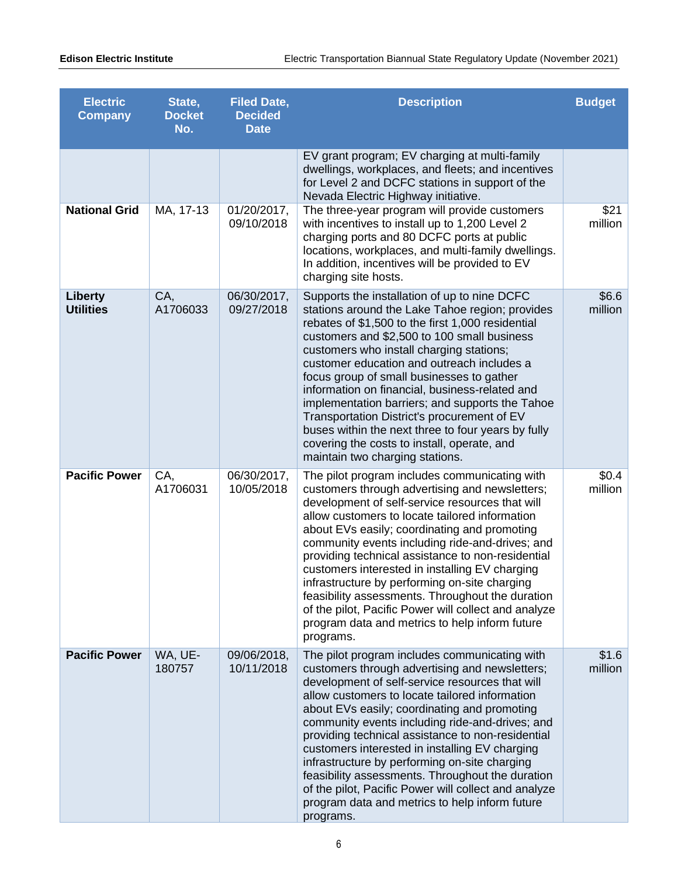| Electric Company | State, Docket No. | Filed Date, Decided Date | Description | Budget |
|---|---|---|---|---|
| | | | EV grant program; EV charging at multi-family dwellings, workplaces, and fleets; and incentives for Level 2 and DCFC stations in support of the Nevada Electric Highway initiative. | |
| **National Grid** | MA, 17-13 | 01/20/2017, 09/10/2018 | The three-year program will provide customers with incentives to install up to 1,200 Level 2 charging ports and 80 DCFC ports at public locations, workplaces, and multi-family dwellings. In addition, incentives will be provided to EV charging site hosts. | $21 million |
| **Liberty Utilities** | CA, A1706033 | 06/30/2017, 09/27/2018 | Supports the installation of up to nine DCFC stations around the Lake Tahoe region; provides rebates of $1,500 to the first 1,000 residential customers and $2,500 to 100 small business customers who install charging stations; customer education and outreach includes a focus group of small businesses to gather information on financial, business-related and implementation barriers; and supports the Tahoe Transportation District's procurement of EV buses within the next three to four years by fully covering the costs to install, operate, and maintain two charging stations. | $6.6 million |
| **Pacific Power** | CA, A1706031 | 06/30/2017, 10/05/2018 | The pilot program includes communicating with customers through advertising and newsletters; development of self-service resources that will allow customers to locate tailored information about EVs easily; coordinating and promoting community events including ride-and-drives; and providing technical assistance to non-residential customers interested in installing EV charging infrastructure by performing on-site charging feasibility assessments. Throughout the duration of the pilot, Pacific Power will collect and analyze program data and metrics to help inform future programs. | $0.4 million |
| **Pacific Power** | WA, UE-180757 | 09/06/2018, 10/11/2018 | The pilot program includes communicating with customers through advertising and newsletters; development of self-service resources that will allow customers to locate tailored information about EVs easily; coordinating and promoting community events including ride-and-drives; and providing technical assistance to non-residential customers interested in installing EV charging infrastructure by performing on-site charging feasibility assessments. Throughout the duration of the pilot, Pacific Power will collect and analyze program data and metrics to help inform future programs. | $1.6 million |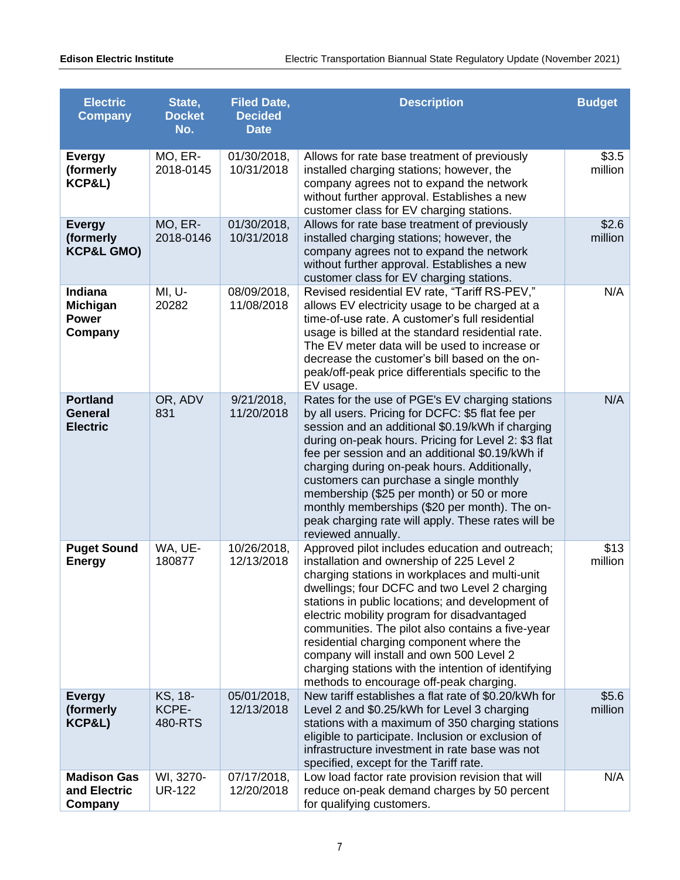| Electric Company | State, Docket No. | Filed Date, Decided Date | Description | Budget |
|---|---|---|---|---|
| **Evergy (formerly KCP&L)** | MO, ER-2018-0145 | 01/30/2018, 10/31/2018 | Allows for rate base treatment of previously installed charging stations; however, the company agrees not to expand the network without further approval. Establishes a new customer class for EV charging stations. | $3.5 million |
| **Evergy (formerly KCP&L GMO)** | MO, ER-2018-0146 | 01/30/2018, 10/31/2018 | Allows for rate base treatment of previously installed charging stations; however, the company agrees not to expand the network without further approval. Establishes a new customer class for EV charging stations. | $2.6 million |
| **Indiana Michigan Power Company** | MI, U-20282 | 08/09/2018, 11/08/2018 | Revised residential EV rate, "Tariff RS-PEV," allows EV electricity usage to be charged at a time-of-use rate. A customer's full residential usage is billed at the standard residential rate. The EV meter data will be used to increase or decrease the customer's bill based on the on-peak/off-peak price differentials specific to the EV usage. | N/A |
| **Portland General Electric** | OR, ADV 831 | 9/21/2018, 11/20/2018 | Rates for the use of PGE's EV charging stations by all users. Pricing for DCFC: $5 flat fee per session and an additional $0.19/kWh if charging during on-peak hours. Pricing for Level 2: $3 flat fee per session and an additional $0.19/kWh if charging during on-peak hours. Additionally, customers can purchase a single monthly membership ($25 per month) or 50 or more monthly memberships ($20 per month). The on-peak charging rate will apply. These rates will be reviewed annually. | N/A |
| **Puget Sound Energy** | WA, UE-180877 | 10/26/2018, 12/13/2018 | Approved pilot includes education and outreach; installation and ownership of 225 Level 2 charging stations in workplaces and multi-unit dwellings; four DCFC and two Level 2 charging stations in public locations; and development of electric mobility program for disadvantaged communities. The pilot also contains a five-year residential charging component where the company will install and own 500 Level 2 charging stations with the intention of identifying methods to encourage off-peak charging. | $13 million |
| **Evergy (formerly KCP&L)** | KS, 18-KCPE-480-RTS | 05/01/2018, 12/13/2018 | New tariff establishes a flat rate of $0.20/kWh for Level 2 and $0.25/kWh for Level 3 charging stations with a maximum of 350 charging stations eligible to participate. Inclusion or exclusion of infrastructure investment in rate base was not specified, except for the Tariff rate. | $5.6 million |
| **Madison Gas and Electric Company** | WI, 3270-UR-122 | 07/17/2018, 12/20/2018 | Low load factor rate provision revision that will reduce on-peak demand charges by 50 percent for qualifying customers. | N/A |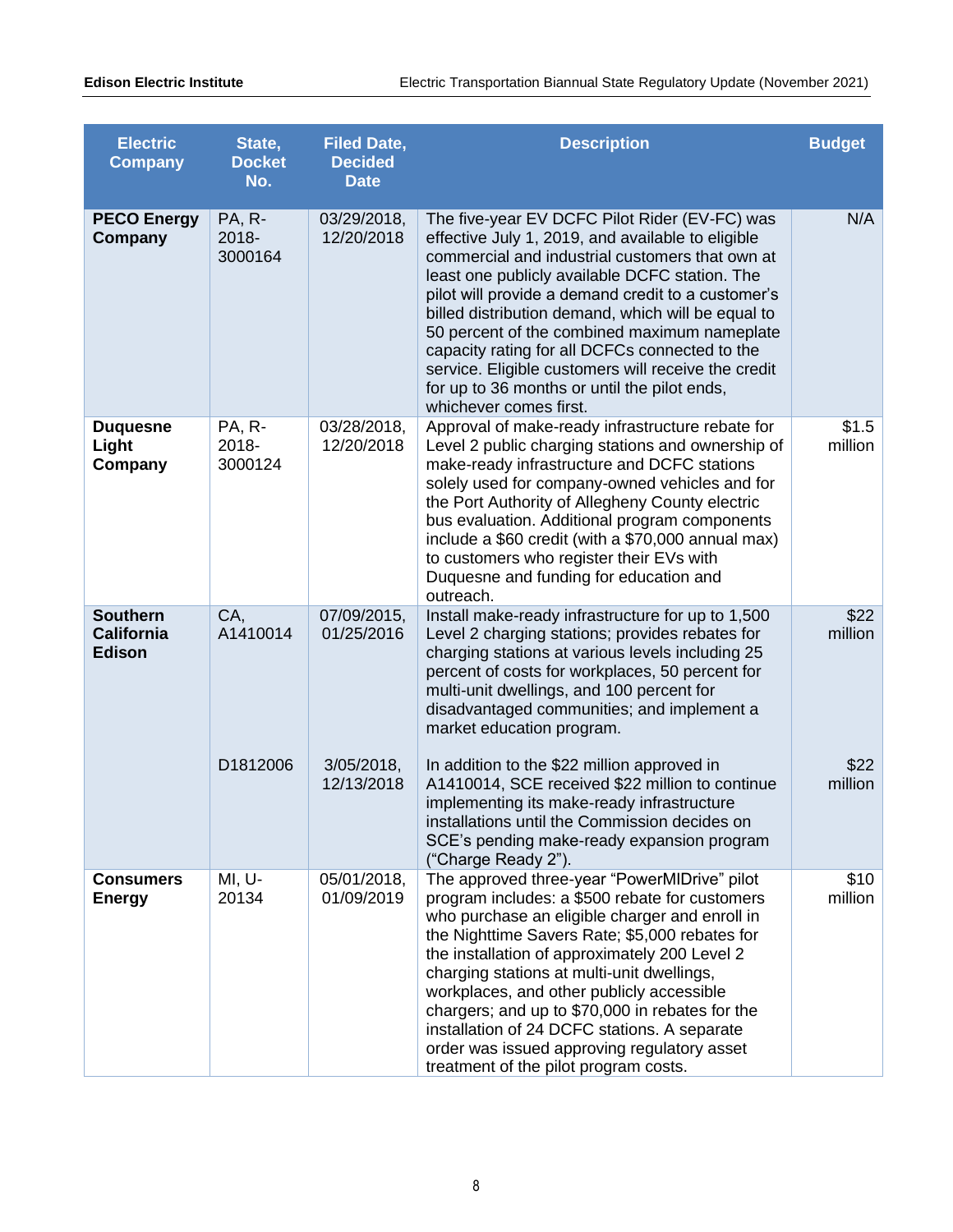| Electric Company | State, Docket No. | Filed Date, Decided Date | Description | Budget |
|---|---|---|---|---|
| **PECO Energy Company** | PA, R-2018-3000164 | 03/29/2018, 12/20/2018 | The five-year EV DCFC Pilot Rider (EV-FC) was effective July 1, 2019, and available to eligible commercial and industrial customers that own at least one publicly available DCFC station. The pilot will provide a demand credit to a customer's billed distribution demand, which will be equal to 50 percent of the combined maximum nameplate capacity rating for all DCFCs connected to the service. Eligible customers will receive the credit for up to 36 months or until the pilot ends, whichever comes first. | N/A |
| **Duquesne Light Company** | PA, R-2018-3000124 | 03/28/2018, 12/20/2018 | Approval of make-ready infrastructure rebate for Level 2 public charging stations and ownership of make-ready infrastructure and DCFC stations solely used for company-owned vehicles and for the Port Authority of Allegheny County electric bus evaluation. Additional program components include a $60 credit (with a $70,000 annual max) to customers who register their EVs with Duquesne and funding for education and outreach. | $1.5 million |
| **Southern California Edison** | CA, A1410014 | 07/09/2015, 01/25/2016 | Install make-ready infrastructure for up to 1,500 Level 2 charging stations; provides rebates for charging stations at various levels including 25 percent of costs for workplaces, 50 percent for multi-unit dwellings, and 100 percent for disadvantaged communities; and implement a market education program. | $22 million |
| | D1812006 | 3/05/2018, 12/13/2018 | In addition to the $22 million approved in A1410014, SCE received $22 million to continue implementing its make-ready infrastructure installations until the Commission decides on SCE's pending make-ready expansion program ("Charge Ready 2"). | $22 million |
| **Consumers Energy** | MI, U-20134 | 05/01/2018, 01/09/2019 | The approved three-year "PowerMIDrive" pilot program includes: a $500 rebate for customers who purchase an eligible charger and enroll in the Nighttime Savers Rate; $5,000 rebates for the installation of approximately 200 Level 2 charging stations at multi-unit dwellings, workplaces, and other publicly accessible chargers; and up to $70,000 in rebates for the installation of 24 DCFC stations. A separate order was issued approving regulatory asset treatment of the pilot program costs. | $10 million |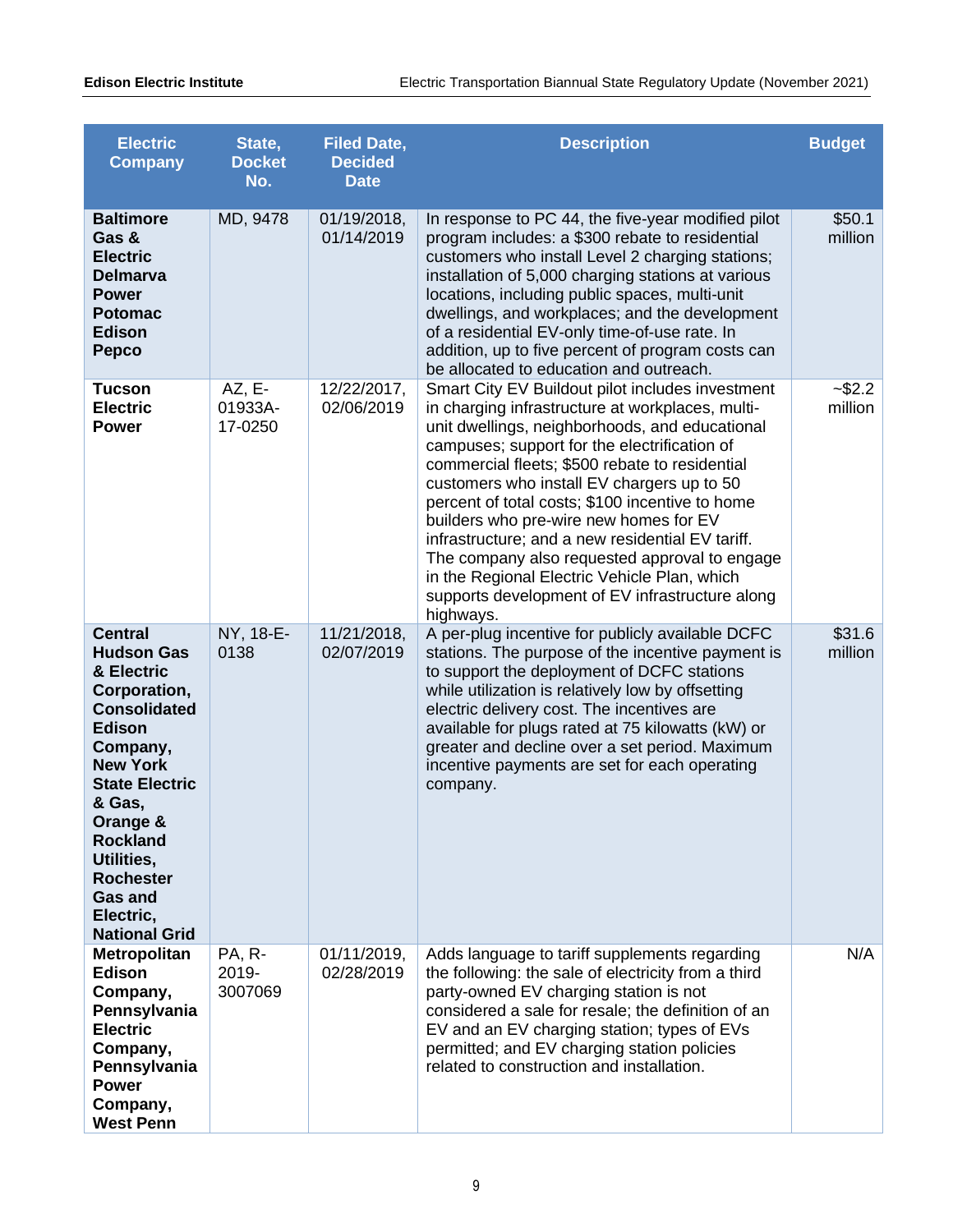| Electric Company | State, Docket No. | Filed Date, Decided Date | Description | Budget |
|---|---|---|---|---|
| **Baltimore Gas & Electric Delmarva Power Potomac Edison Pepco** | MD, 9478 | 01/19/2018, 01/14/2019 | In response to PC 44, the five-year modified pilot program includes: a $300 rebate to residential customers who install Level 2 charging stations; installation of 5,000 charging stations at various locations, including public spaces, multi-unit dwellings, and workplaces; and the development of a residential EV-only time-of-use rate. In addition, up to five percent of program costs can be allocated to education and outreach. | $50.1 million |
| **Tucson Electric Power** | AZ, E-01933A-17-0250 | 12/22/2017, 02/06/2019 | Smart City EV Buildout pilot includes investment in charging infrastructure at workplaces, multi-unit dwellings, neighborhoods, and educational campuses; support for the electrification of commercial fleets; $500 rebate to residential customers who install EV chargers up to 50 percent of total costs; $100 incentive to home builders who pre-wire new homes for EV infrastructure; and a new residential EV tariff. The company also requested approval to engage in the Regional Electric Vehicle Plan, which supports development of EV infrastructure along highways. | ~$2.2 million |
| **Central Hudson Gas & Electric Corporation, Consolidated Edison Company, New York State Electric & Gas, Orange & Rockland Utilities, Rochester Gas and Electric, National Grid** | NY, 18-E-0138 | 11/21/2018, 02/07/2019 | A per-plug incentive for publicly available DCFC stations. The purpose of the incentive payment is to support the deployment of DCFC stations while utilization is relatively low by offsetting electric delivery cost. The incentives are available for plugs rated at 75 kilowatts (kW) or greater and decline over a set period. Maximum incentive payments are set for each operating company. | $31.6 million |
| **Metropolitan Edison Company, Pennsylvania Electric Company, Pennsylvania Power Company, West Penn** | PA, R-2019-3007069 | 01/11/2019, 02/28/2019 | Adds language to tariff supplements regarding the following: the sale of electricity from a third party-owned EV charging station is not considered a sale for resale; the definition of an EV and an EV charging station; types of EVs permitted; and EV charging station policies related to construction and installation. | N/A |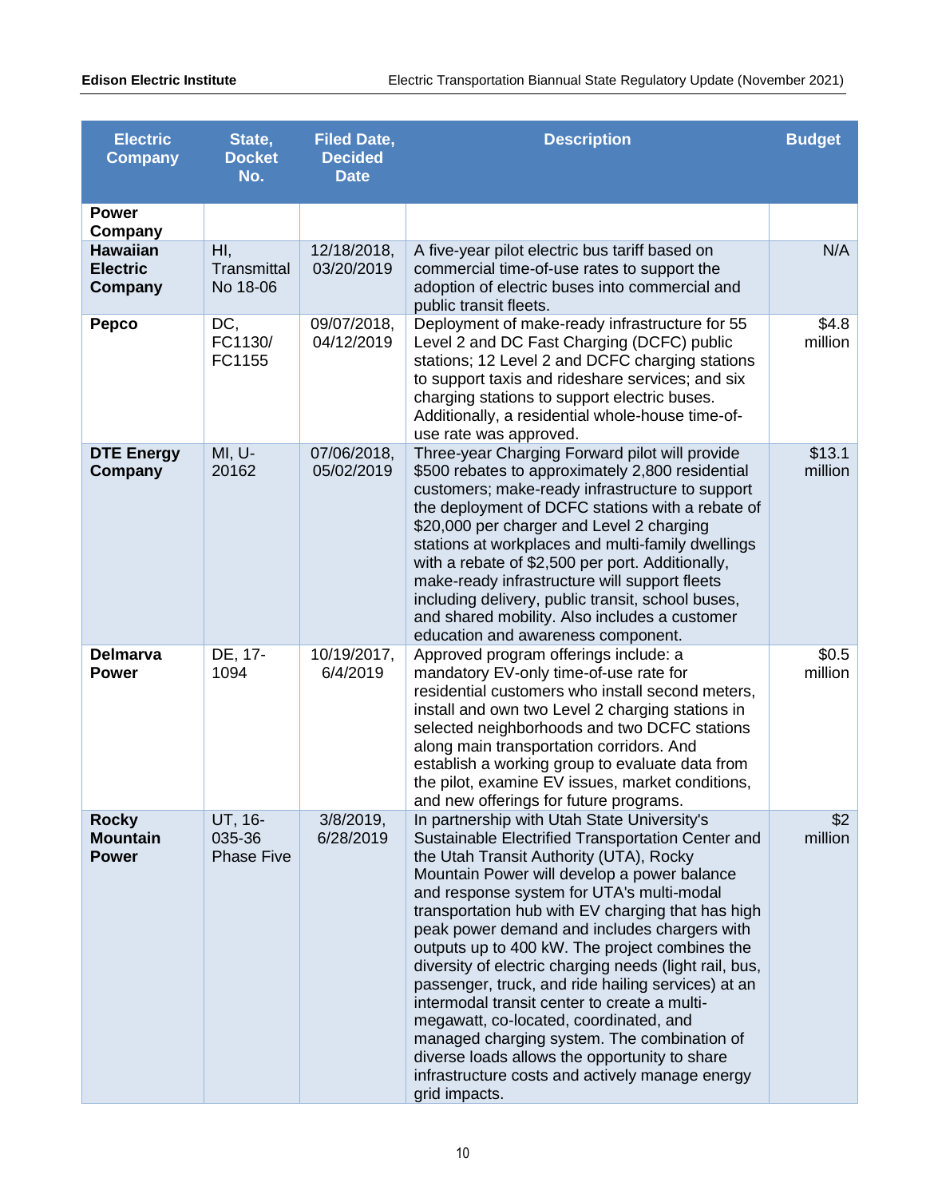| Electric Company | State, Docket No. | Filed Date, Decided Date | Description | Budget |
|---|---|---|---|---|
| **Power Company** | | | | |
| **Hawaiian Electric Company** | HI, Transmittal No 18-06 | 12/18/2018, 03/20/2019 | A five-year pilot electric bus tariff based on commercial time-of-use rates to support the adoption of electric buses into commercial and public transit fleets. | N/A |
| **Pepco** | DC, FC1130/ FC1155 | 09/07/2018, 04/12/2019 | Deployment of make-ready infrastructure for 55 Level 2 and DC Fast Charging (DCFC) public stations; 12 Level 2 and DCFC charging stations to support taxis and rideshare services; and six charging stations to support electric buses. Additionally, a residential whole-house time-of-use rate was approved. | $4.8 million |
| **DTE Energy Company** | MI, U-20162 | 07/06/2018, 05/02/2019 | Three-year Charging Forward pilot will provide $500 rebates to approximately 2,800 residential customers; make-ready infrastructure to support the deployment of DCFC stations with a rebate of $20,000 per charger and Level 2 charging stations at workplaces and multi-family dwellings with a rebate of $2,500 per port. Additionally, make-ready infrastructure will support fleets including delivery, public transit, school buses, and shared mobility. Also includes a customer education and awareness component. | $13.1 million |
| **Delmarva Power** | DE, 17-1094 | 10/19/2017, 6/4/2019 | Approved program offerings include: a mandatory EV-only time-of-use rate for residential customers who install second meters, install and own two Level 2 charging stations in selected neighborhoods and two DCFC stations along main transportation corridors. And establish a working group to evaluate data from the pilot, examine EV issues, market conditions, and new offerings for future programs. | $0.5 million |
| **Rocky Mountain Power** | UT, 16-035-36 Phase Five | 3/8/2019, 6/28/2019 | In partnership with Utah State University's Sustainable Electrified Transportation Center and the Utah Transit Authority (UTA), Rocky Mountain Power will develop a power balance and response system for UTA's multi-modal transportation hub with EV charging that has high peak power demand and includes chargers with outputs up to 400 kW. The project combines the diversity of electric charging needs (light rail, bus, passenger, truck, and ride hailing services) at an intermodal transit center to create a multi-megawatt, co-located, coordinated, and managed charging system. The combination of diverse loads allows the opportunity to share infrastructure costs and actively manage energy grid impacts. | $2 million |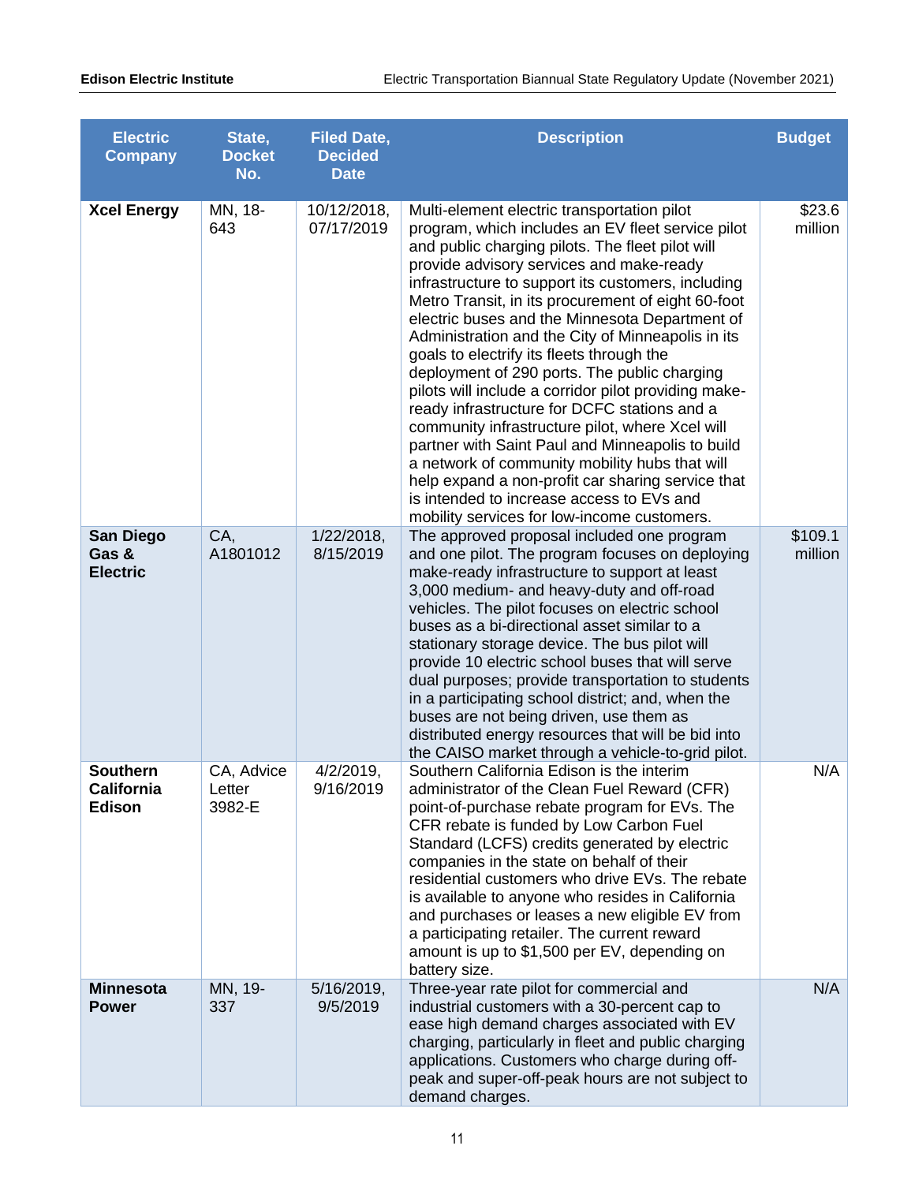| Electric Company | State, Docket No. | Filed Date, Decided Date | Description | Budget |
|---|---|---|---|---|
| **Xcel Energy** | MN, 18-643 | 10/12/2018, 07/17/2019 | Multi-element electric transportation pilot program, which includes an EV fleet service pilot and public charging pilots. The fleet pilot will provide advisory services and make-ready infrastructure to support its customers, including Metro Transit, in its procurement of eight 60-foot electric buses and the Minnesota Department of Administration and the City of Minneapolis in its goals to electrify its fleets through the deployment of 290 ports. The public charging pilots will include a corridor pilot providing make-ready infrastructure for DCFC stations and a community infrastructure pilot, where Xcel will partner with Saint Paul and Minneapolis to build a network of community mobility hubs that will help expand a non-profit car sharing service that is intended to increase access to EVs and mobility services for low-income customers. | $23.6 million |
| **San Diego Gas & Electric** | CA, A1801012 | 1/22/2018, 8/15/2019 | The approved proposal included one program and one pilot. The program focuses on deploying make-ready infrastructure to support at least 3,000 medium- and heavy-duty and off-road vehicles. The pilot focuses on electric school buses as a bi-directional asset similar to a stationary storage device. The bus pilot will provide 10 electric school buses that will serve dual purposes; provide transportation to students in a participating school district; and, when the buses are not being driven, use them as distributed energy resources that will be bid into the CAISO market through a vehicle-to-grid pilot. | $109.1 million |
| **Southern California Edison** | CA, Advice Letter 3982-E | 4/2/2019, 9/16/2019 | Southern California Edison is the interim administrator of the Clean Fuel Reward (CFR) point-of-purchase rebate program for EVs. The CFR rebate is funded by Low Carbon Fuel Standard (LCFS) credits generated by electric companies in the state on behalf of their residential customers who drive EVs. The rebate is available to anyone who resides in California and purchases or leases a new eligible EV from a participating retailer. The current reward amount is up to $1,500 per EV, depending on battery size. | N/A |
| **Minnesota Power** | MN, 19-337 | 5/16/2019, 9/5/2019 | Three-year rate pilot for commercial and industrial customers with a 30-percent cap to ease high demand charges associated with EV charging, particularly in fleet and public charging applications. Customers who charge during off-peak and super-off-peak hours are not subject to demand charges. | N/A |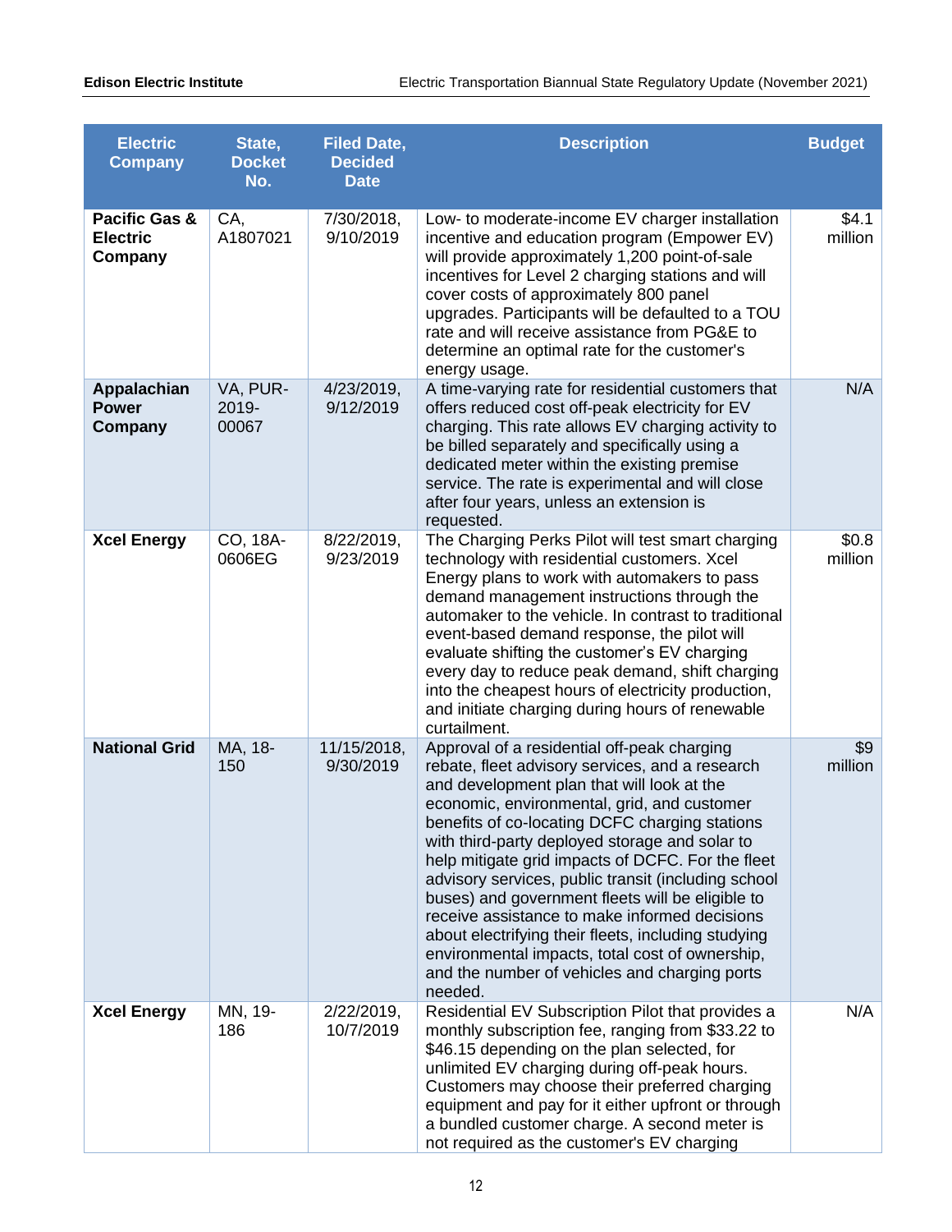| Electric Company | State, Docket No. | Filed Date, Decided Date | Description | Budget |
|---|---|---|---|---|
| **Pacific Gas & Electric Company** | CA, A1807021 | 7/30/2018, 9/10/2019 | Low- to moderate-income EV charger installation incentive and education program (Empower EV) will provide approximately 1,200 point-of-sale incentives for Level 2 charging stations and will cover costs of approximately 800 panel upgrades. Participants will be defaulted to a TOU rate and will receive assistance from PG&E to determine an optimal rate for the customer's energy usage. | $4.1 million |
| **Appalachian Power Company** | VA, PUR-2019-00067 | 4/23/2019, 9/12/2019 | A time-varying rate for residential customers that offers reduced cost off-peak electricity for EV charging. This rate allows EV charging activity to be billed separately and specifically using a dedicated meter within the existing premise service. The rate is experimental and will close after four years, unless an extension is requested. | N/A |
| **Xcel Energy** | CO, 18A-0606EG | 8/22/2019, 9/23/2019 | The Charging Perks Pilot will test smart charging technology with residential customers. Xcel Energy plans to work with automakers to pass demand management instructions through the automaker to the vehicle. In contrast to traditional event-based demand response, the pilot will evaluate shifting the customer's EV charging every day to reduce peak demand, shift charging into the cheapest hours of electricity production, and initiate charging during hours of renewable curtailment. | $0.8 million |
| **National Grid** | MA, 18-150 | 11/15/2018, 9/30/2019 | Approval of a residential off-peak charging rebate, fleet advisory services, and a research and development plan that will look at the economic, environmental, grid, and customer benefits of co-locating DCFC charging stations with third-party deployed storage and solar to help mitigate grid impacts of DCFC. For the fleet advisory services, public transit (including school buses) and government fleets will be eligible to receive assistance to make informed decisions about electrifying their fleets, including studying environmental impacts, total cost of ownership, and the number of vehicles and charging ports needed. | $9 million |
| **Xcel Energy** | MN, 19-186 | 2/22/2019, 10/7/2019 | Residential EV Subscription Pilot that provides a monthly subscription fee, ranging from $33.22 to $46.15 depending on the plan selected, for unlimited EV charging during off-peak hours. Customers may choose their preferred charging equipment and pay for it either upfront or through a bundled customer charge. A second meter is not required as the customer's EV charging | N/A |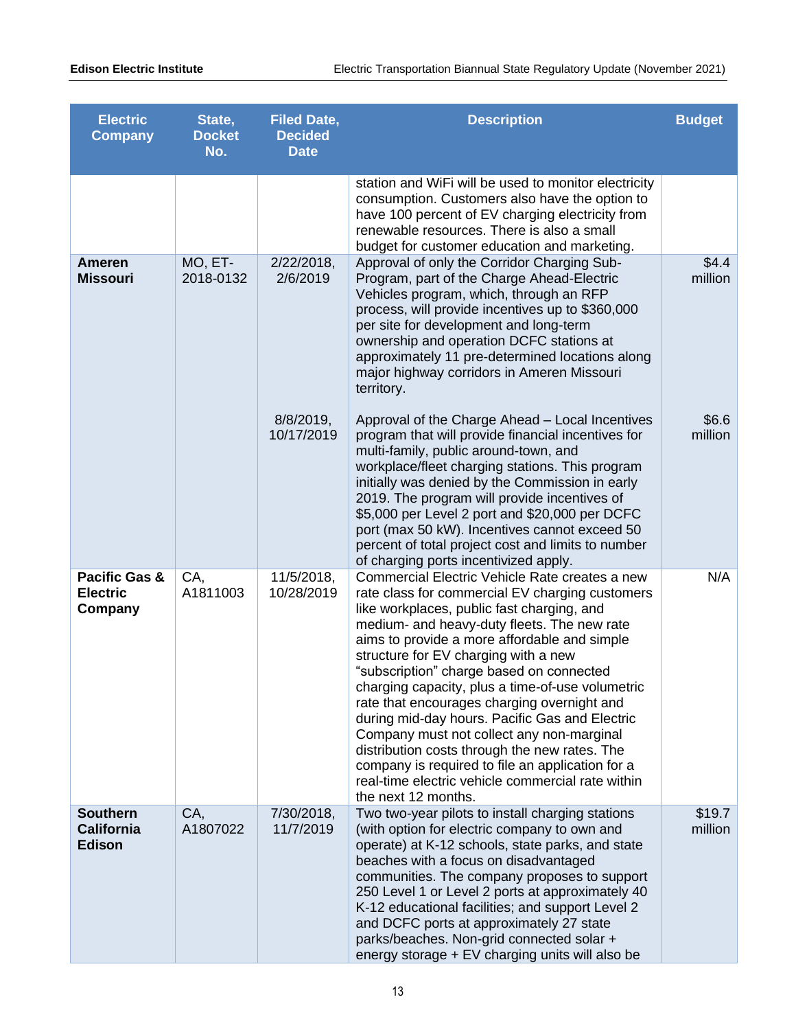| Electric Company | State, Docket No. | Filed Date, Decided Date | Description | Budget |
|---|---|---|---|---|
| | | | station and WiFi will be used to monitor electricity consumption. Customers also have the option to have 100 percent of EV charging electricity from renewable resources. There is also a small budget for customer education and marketing. | |
| **Ameren Missouri** | MO, ET-2018-0132 | 2/22/2018, 2/6/2019 | Approval of only the Corridor Charging Sub-Program, part of the Charge Ahead-Electric Vehicles program, which, through an RFP process, will provide incentives up to $360,000 per site for development and long-term ownership and operation DCFC stations at approximately 11 pre-determined locations along major highway corridors in Ameren Missouri territory. | $4.4 million |
| | | 8/8/2019, 10/17/2019 | Approval of the Charge Ahead – Local Incentives program that will provide financial incentives for multi-family, public around-town, and workplace/fleet charging stations. This program initially was denied by the Commission in early 2019. The program will provide incentives of $5,000 per Level 2 port and $20,000 per DCFC port (max 50 kW). Incentives cannot exceed 50 percent of total project cost and limits to number of charging ports incentivized apply. | $6.6 million |
| **Pacific Gas & Electric Company** | CA, A1811003 | 11/5/2018, 10/28/2019 | Commercial Electric Vehicle Rate creates a new rate class for commercial EV charging customers like workplaces, public fast charging, and medium- and heavy-duty fleets. The new rate aims to provide a more affordable and simple structure for EV charging with a new "subscription" charge based on connected charging capacity, plus a time-of-use volumetric rate that encourages charging overnight and during mid-day hours. Pacific Gas and Electric Company must not collect any non-marginal distribution costs through the new rates. The company is required to file an application for a real-time electric vehicle commercial rate within the next 12 months. | N/A |
| **Southern California Edison** | CA, A1807022 | 7/30/2018, 11/7/2019 | Two two-year pilots to install charging stations (with option for electric company to own and operate) at K-12 schools, state parks, and state beaches with a focus on disadvantaged communities. The company proposes to support 250 Level 1 or Level 2 ports at approximately 40 K-12 educational facilities; and support Level 2 and DCFC ports at approximately 27 state parks/beaches. Non-grid connected solar + energy storage + EV charging units will also be | $19.7 million |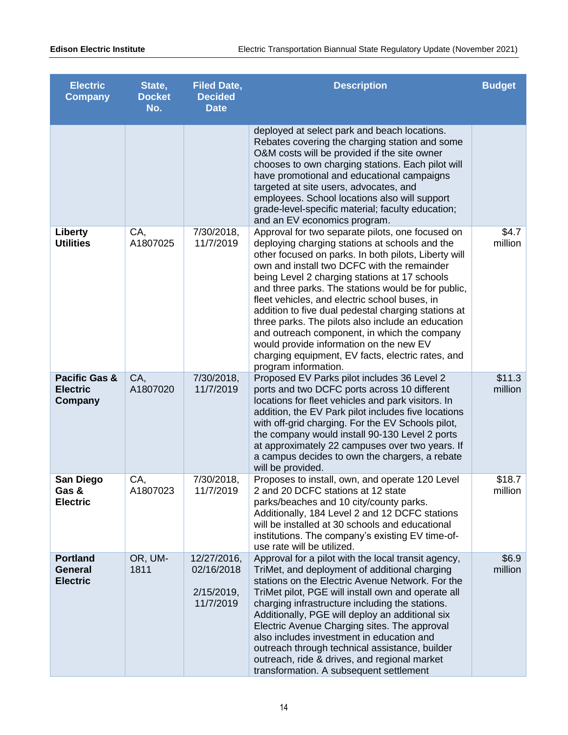| Electric Company | State, Docket No. | Filed Date, Decided Date | Description | Budget |
|---|---|---|---|---|
| | | | deployed at select park and beach locations. Rebates covering the charging station and some O&M costs will be provided if the site owner chooses to own charging stations. Each pilot will have promotional and educational campaigns targeted at site users, advocates, and employees. School locations also will support grade-level-specific material; faculty education; and an EV economics program. | |
| **Liberty Utilities** | CA, A1807025 | 7/30/2018, 11/7/2019 | Approval for two separate pilots, one focused on deploying charging stations at schools and the other focused on parks. In both pilots, Liberty will own and install two DCFC with the remainder being Level 2 charging stations at 17 schools and three parks. The stations would be for public, fleet vehicles, and electric school buses, in addition to five dual pedestal charging stations at three parks. The pilots also include an education and outreach component, in which the company would provide information on the new EV charging equipment, EV facts, electric rates, and program information. | $4.7 million |
| **Pacific Gas & Electric Company** | CA, A1807020 | 7/30/2018, 11/7/2019 | Proposed EV Parks pilot includes 36 Level 2 ports and two DCFC ports across 10 different locations for fleet vehicles and park visitors. In addition, the EV Park pilot includes five locations with off-grid charging. For the EV Schools pilot, the company would install 90-130 Level 2 ports at approximately 22 campuses over two years. If a campus decides to own the chargers, a rebate will be provided. | $11.3 million |
| **San Diego Gas & Electric** | CA, A1807023 | 7/30/2018, 11/7/2019 | Proposes to install, own, and operate 120 Level 2 and 20 DCFC stations at 12 state parks/beaches and 10 city/county parks. Additionally, 184 Level 2 and 12 DCFC stations will be installed at 30 schools and educational institutions. The company's existing EV time-of-use rate will be utilized. | $18.7 million |
| **Portland General Electric** | OR, UM-1811 | 12/27/2016, 02/16/2018<br><br>2/15/2019, 11/7/2019 | Approval for a pilot with the local transit agency, TriMet, and deployment of additional charging stations on the Electric Avenue Network. For the TriMet pilot, PGE will install own and operate all charging infrastructure including the stations. Additionally, PGE will deploy an additional six Electric Avenue Charging sites. The approval also includes investment in education and outreach through technical assistance, builder outreach, ride & drives, and regional market transformation. A subsequent settlement | $6.9 million |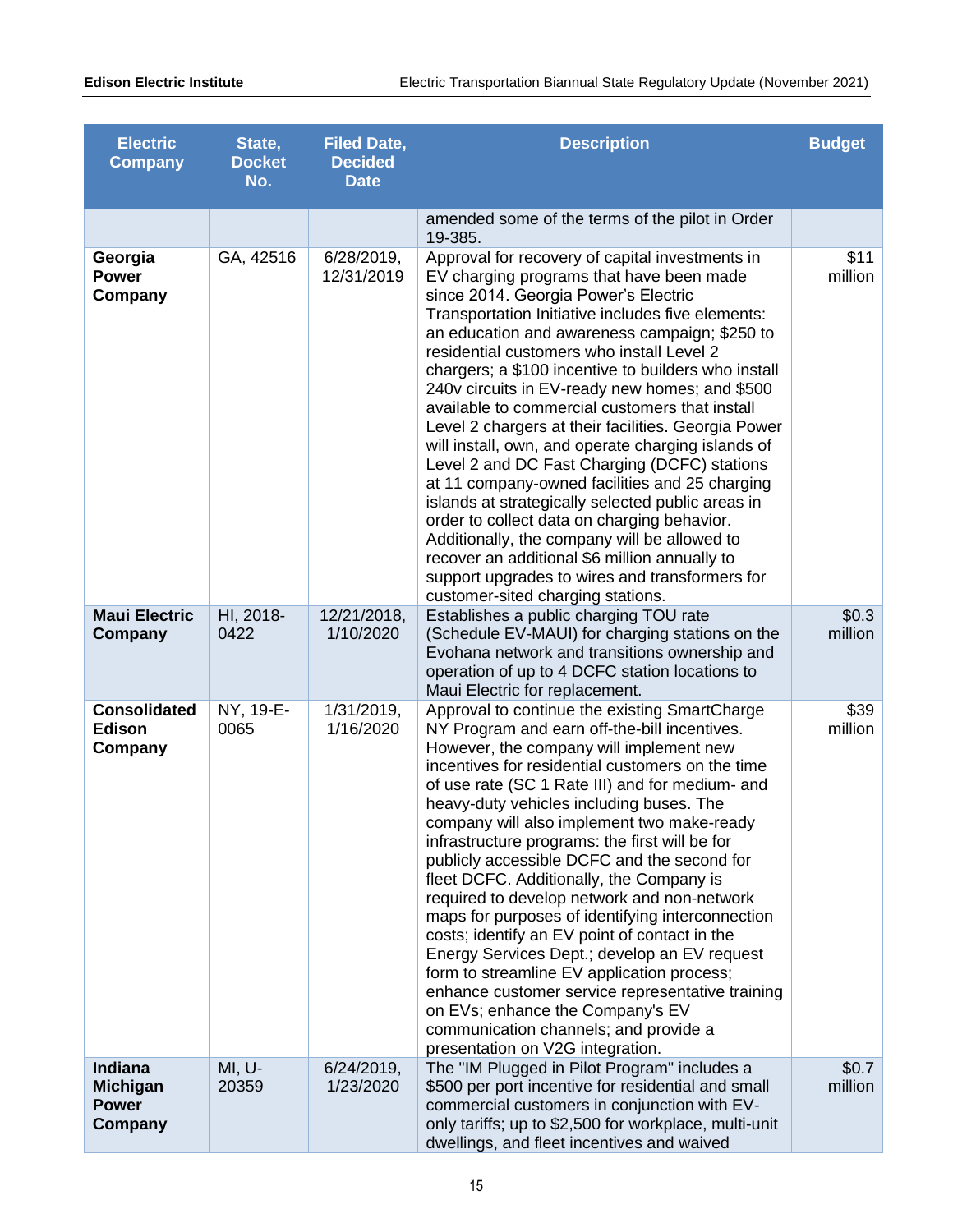| Electric Company | State, Docket No. | Filed Date, Decided Date | Description | Budget |
|---|---|---|---|---|
| | | | amended some of the terms of the pilot in Order 19-385. | |
| **Georgia Power Company** | GA, 42516 | 6/28/2019, 12/31/2019 | Approval for recovery of capital investments in EV charging programs that have been made since 2014. Georgia Power's Electric Transportation Initiative includes five elements: an education and awareness campaign; $250 to residential customers who install Level 2 chargers; a $100 incentive to builders who install 240v circuits in EV-ready new homes; and $500 available to commercial customers that install Level 2 chargers at their facilities. Georgia Power will install, own, and operate charging islands of Level 2 and DC Fast Charging (DCFC) stations at 11 company-owned facilities and 25 charging islands at strategically selected public areas in order to collect data on charging behavior. Additionally, the company will be allowed to recover an additional $6 million annually to support upgrades to wires and transformers for customer-sited charging stations. | $11 million |
| **Maui Electric Company** | HI, 2018-0422 | 12/21/2018, 1/10/2020 | Establishes a public charging TOU rate (Schedule EV-MAUI) for charging stations on the Evohana network and transitions ownership and operation of up to 4 DCFC station locations to Maui Electric for replacement. | $0.3 million |
| **Consolidated Edison Company** | NY, 19-E-0065 | 1/31/2019, 1/16/2020 | Approval to continue the existing SmartCharge NY Program and earn off-the-bill incentives. However, the company will implement new incentives for residential customers on the time of use rate (SC 1 Rate III) and for medium- and heavy-duty vehicles including buses. The company will also implement two make-ready infrastructure programs: the first will be for publicly accessible DCFC and the second for fleet DCFC. Additionally, the Company is required to develop network and non-network maps for purposes of identifying interconnection costs; identify an EV point of contact in the Energy Services Dept.; develop an EV request form to streamline EV application process; enhance customer service representative training on EVs; enhance the Company's EV communication channels; and provide a presentation on V2G integration. | $39 million |
| **Indiana Michigan Power Company** | MI, U-20359 | 6/24/2019, 1/23/2020 | The "IM Plugged in Pilot Program" includes a $500 per port incentive for residential and small commercial customers in conjunction with EV-only tariffs; up to $2,500 for workplace, multi-unit dwellings, and fleet incentives and waived | $0.7 million |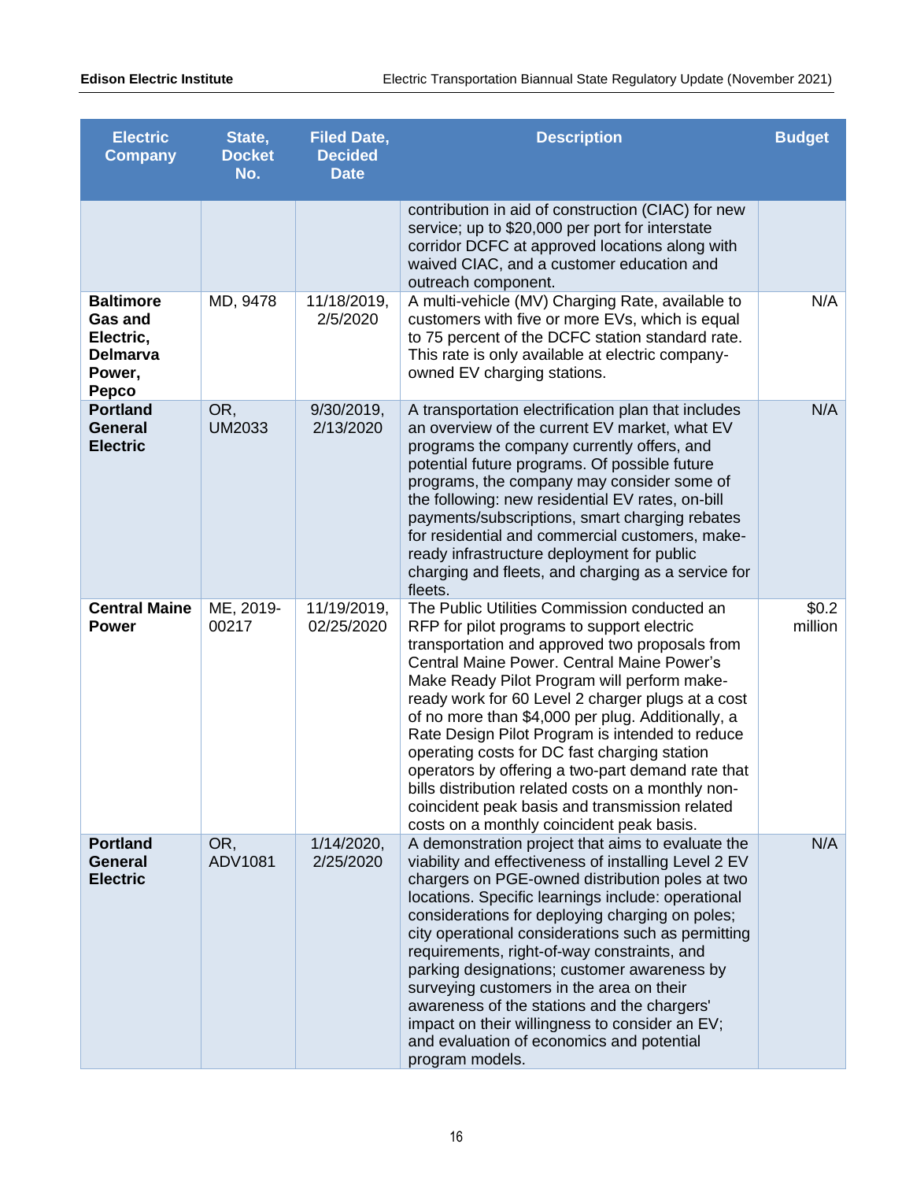| Electric Company | State, Docket No. | Filed Date, Decided Date | Description | Budget |
|---|---|---|---|---|
| | | | contribution in aid of construction (CIAC) for new service; up to $20,000 per port for interstate corridor DCFC at approved locations along with waived CIAC, and a customer education and outreach component. | |
| **Baltimore Gas and Electric, Delmarva Power, Pepco** | MD, 9478 | 11/18/2019, 2/5/2020 | A multi-vehicle (MV) Charging Rate, available to customers with five or more EVs, which is equal to 75 percent of the DCFC station standard rate. This rate is only available at electric company-owned EV charging stations. | N/A |
| **Portland General Electric** | OR, UM2033 | 9/30/2019, 2/13/2020 | A transportation electrification plan that includes an overview of the current EV market, what EV programs the company currently offers, and potential future programs. Of possible future programs, the company may consider some of the following: new residential EV rates, on-bill payments/subscriptions, smart charging rebates for residential and commercial customers, make-ready infrastructure deployment for public charging and fleets, and charging as a service for fleets. | N/A |
| **Central Maine Power** | ME, 2019-00217 | 11/19/2019, 02/25/2020 | The Public Utilities Commission conducted an RFP for pilot programs to support electric transportation and approved two proposals from Central Maine Power. Central Maine Power's Make Ready Pilot Program will perform make-ready work for 60 Level 2 charger plugs at a cost of no more than $4,000 per plug. Additionally, a Rate Design Pilot Program is intended to reduce operating costs for DC fast charging station operators by offering a two-part demand rate that bills distribution related costs on a monthly non-coincident peak basis and transmission related costs on a monthly coincident peak basis. | $0.2 million |
| **Portland General Electric** | OR, ADV1081 | 1/14/2020, 2/25/2020 | A demonstration project that aims to evaluate the viability and effectiveness of installing Level 2 EV chargers on PGE-owned distribution poles at two locations. Specific learnings include: operational considerations for deploying charging on poles; city operational considerations such as permitting requirements, right-of-way constraints, and parking designations; customer awareness by surveying customers in the area on their awareness of the stations and the chargers' impact on their willingness to consider an EV; and evaluation of economics and potential program models. | N/A |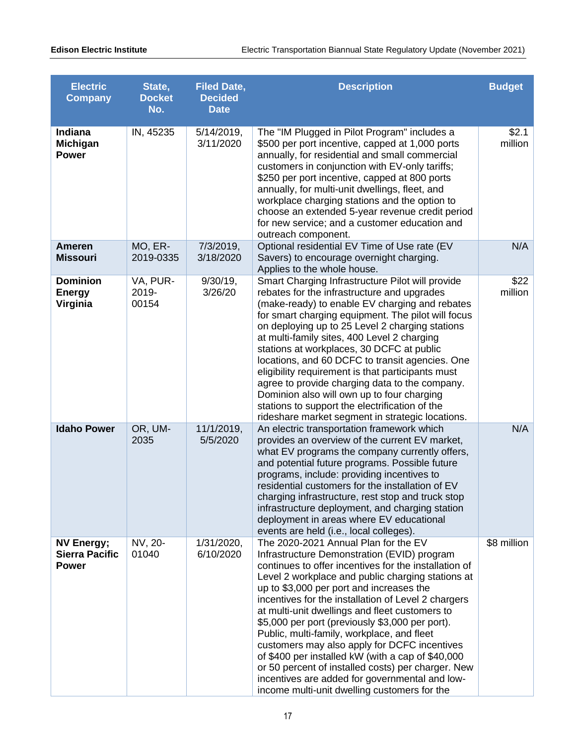| Electric Company | State, Docket No. | Filed Date, Decided Date | Description | Budget |
|---|---|---|---|---|
| **Indiana Michigan Power** | IN, 45235 | 5/14/2019, 3/11/2020 | The "IM Plugged in Pilot Program" includes a $500 per port incentive, capped at 1,000 ports annually, for residential and small commercial customers in conjunction with EV-only tariffs; $250 per port incentive, capped at 800 ports annually, for multi-unit dwellings, fleet, and workplace charging stations and the option to choose an extended 5-year revenue credit period for new service; and a customer education and outreach component. | $2.1 million |
| **Ameren Missouri** | MO, ER-2019-0335 | 7/3/2019, 3/18/2020 | Optional residential EV Time of Use rate (EV Savers) to encourage overnight charging. Applies to the whole house. | N/A |
| **Dominion Energy Virginia** | VA, PUR-2019-00154 | 9/30/19, 3/26/20 | Smart Charging Infrastructure Pilot will provide rebates for the infrastructure and upgrades (make-ready) to enable EV charging and rebates for smart charging equipment. The pilot will focus on deploying up to 25 Level 2 charging stations at multi-family sites, 400 Level 2 charging stations at workplaces, 30 DCFC at public locations, and 60 DCFC to transit agencies. One eligibility requirement is that participants must agree to provide charging data to the company. Dominion also will own up to four charging stations to support the electrification of the rideshare market segment in strategic locations. | $22 million |
| **Idaho Power** | OR, UM-2035 | 11/1/2019, 5/5/2020 | An electric transportation framework which provides an overview of the current EV market, what EV programs the company currently offers, and potential future programs. Possible future programs, include: providing incentives to residential customers for the installation of EV charging infrastructure, rest stop and truck stop infrastructure deployment, and charging station deployment in areas where EV educational events are held (i.e., local colleges). | N/A |
| **NV Energy; Sierra Pacific Power** | NV, 20-01040 | 1/31/2020, 6/10/2020 | The 2020-2021 Annual Plan for the EV Infrastructure Demonstration (EVID) program continues to offer incentives for the installation of Level 2 workplace and public charging stations at up to $3,000 per port and increases the incentives for the installation of Level 2 chargers at multi-unit dwellings and fleet customers to $5,000 per port (previously $3,000 per port). Public, multi-family, workplace, and fleet customers may also apply for DCFC incentives of $400 per installed kW (with a cap of $40,000 or 50 percent of installed costs) per charger. New incentives are added for governmental and low-income multi-unit dwelling customers for the | $8 million |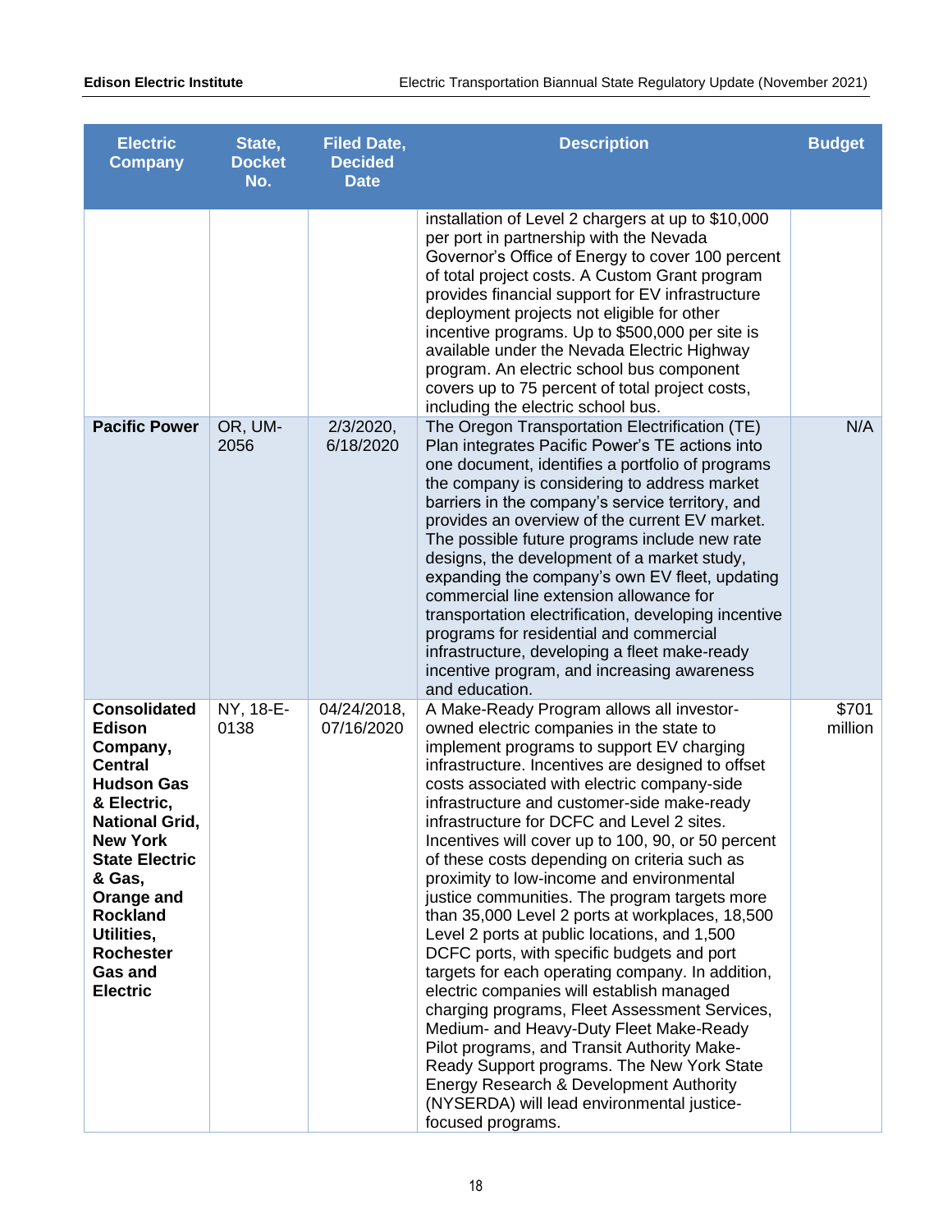| Electric Company | State, Docket No. | Filed Date, Decided Date | Description | Budget |
|---|---|---|---|---|
| | | | installation of Level 2 chargers at up to $10,000 per port in partnership with the Nevada Governor's Office of Energy to cover 100 percent of total project costs. A Custom Grant program provides financial support for EV infrastructure deployment projects not eligible for other incentive programs. Up to $500,000 per site is available under the Nevada Electric Highway program. An electric school bus component covers up to 75 percent of total project costs, including the electric school bus. | |
| **Pacific Power** | OR, UM-2056 | 2/3/2020, 6/18/2020 | The Oregon Transportation Electrification (TE) Plan integrates Pacific Power's TE actions into one document, identifies a portfolio of programs the company is considering to address market barriers in the company's service territory, and provides an overview of the current EV market. The possible future programs include new rate designs, the development of a market study, expanding the company's own EV fleet, updating commercial line extension allowance for transportation electrification, developing incentive programs for residential and commercial infrastructure, developing a fleet make-ready incentive program, and increasing awareness and education. | N/A |
| **Consolidated Edison Company, Central Hudson Gas & Electric, National Grid, New York State Electric & Gas, Orange and Rockland Utilities, Rochester Gas and Electric** | NY, 18-E-0138 | 04/24/2018, 07/16/2020 | A Make-Ready Program allows all investor-owned electric companies in the state to implement programs to support EV charging infrastructure. Incentives are designed to offset costs associated with electric company-side infrastructure and customer-side make-ready infrastructure for DCFC and Level 2 sites. Incentives will cover up to 100, 90, or 50 percent of these costs depending on criteria such as proximity to low-income and environmental justice communities. The program targets more than 35,000 Level 2 ports at workplaces, 18,500 Level 2 ports at public locations, and 1,500 DCFC ports, with specific budgets and port targets for each operating company. In addition, electric companies will establish managed charging programs, Fleet Assessment Services, Medium- and Heavy-Duty Fleet Make-Ready Pilot programs, and Transit Authority Make-Ready Support programs. The New York State Energy Research & Development Authority (NYSERDA) will lead environmental justice-focused programs. | $701 million |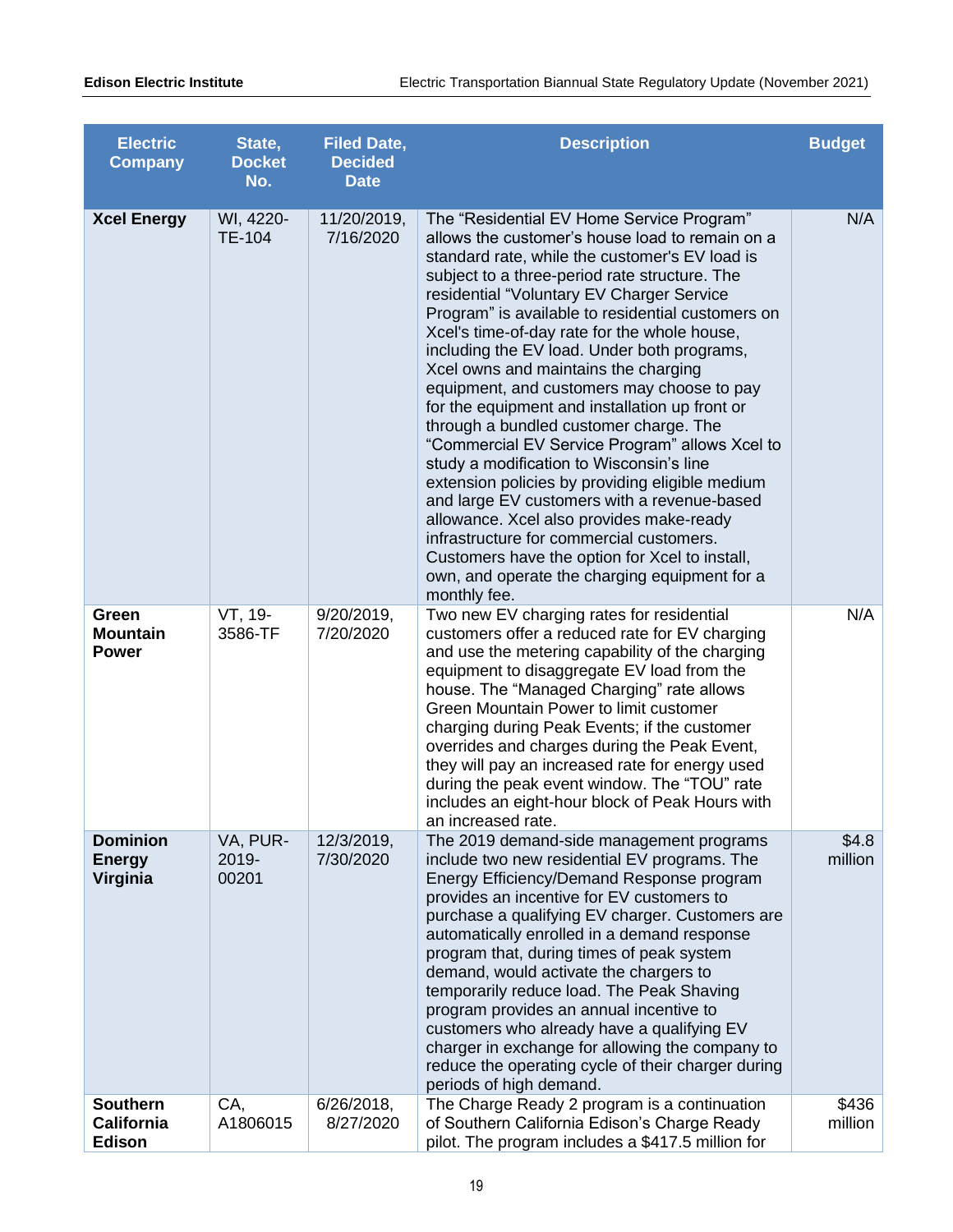| Electric Company | State, Docket No. | Filed Date, Decided Date | Description | Budget |
|---|---|---|---|---|
| **Xcel Energy** | WI, 4220-TE-104 | 11/20/2019, 7/16/2020 | The "Residential EV Home Service Program" allows the customer's house load to remain on a standard rate, while the customer's EV load is subject to a three-period rate structure. The residential "Voluntary EV Charger Service Program" is available to residential customers on Xcel's time-of-day rate for the whole house, including the EV load. Under both programs, Xcel owns and maintains the charging equipment, and customers may choose to pay for the equipment and installation up front or through a bundled customer charge. The "Commercial EV Service Program" allows Xcel to study a modification to Wisconsin's line extension policies by providing eligible medium and large EV customers with a revenue-based allowance. Xcel also provides make-ready infrastructure for commercial customers. Customers have the option for Xcel to install, own, and operate the charging equipment for a monthly fee. | N/A |
| **Green Mountain Power** | VT, 19-3586-TF | 9/20/2019, 7/20/2020 | Two new EV charging rates for residential customers offer a reduced rate for EV charging and use the metering capability of the charging equipment to disaggregate EV load from the house. The "Managed Charging" rate allows Green Mountain Power to limit customer charging during Peak Events; if the customer overrides and charges during the Peak Event, they will pay an increased rate for energy used during the peak event window. The "TOU" rate includes an eight-hour block of Peak Hours with an increased rate. | N/A |
| **Dominion Energy Virginia** | VA, PUR-2019-00201 | 12/3/2019, 7/30/2020 | The 2019 demand-side management programs include two new residential EV programs. The Energy Efficiency/Demand Response program provides an incentive for EV customers to purchase a qualifying EV charger. Customers are automatically enrolled in a demand response program that, during times of peak system demand, would activate the chargers to temporarily reduce load. The Peak Shaving program provides an annual incentive to customers who already have a qualifying EV charger in exchange for allowing the company to reduce the operating cycle of their charger during periods of high demand. | $4.8 million |
| **Southern California Edison** | CA, A1806015 | 6/26/2018, 8/27/2020 | The Charge Ready 2 program is a continuation of Southern California Edison's Charge Ready pilot. The program includes a $417.5 million for | $436 million |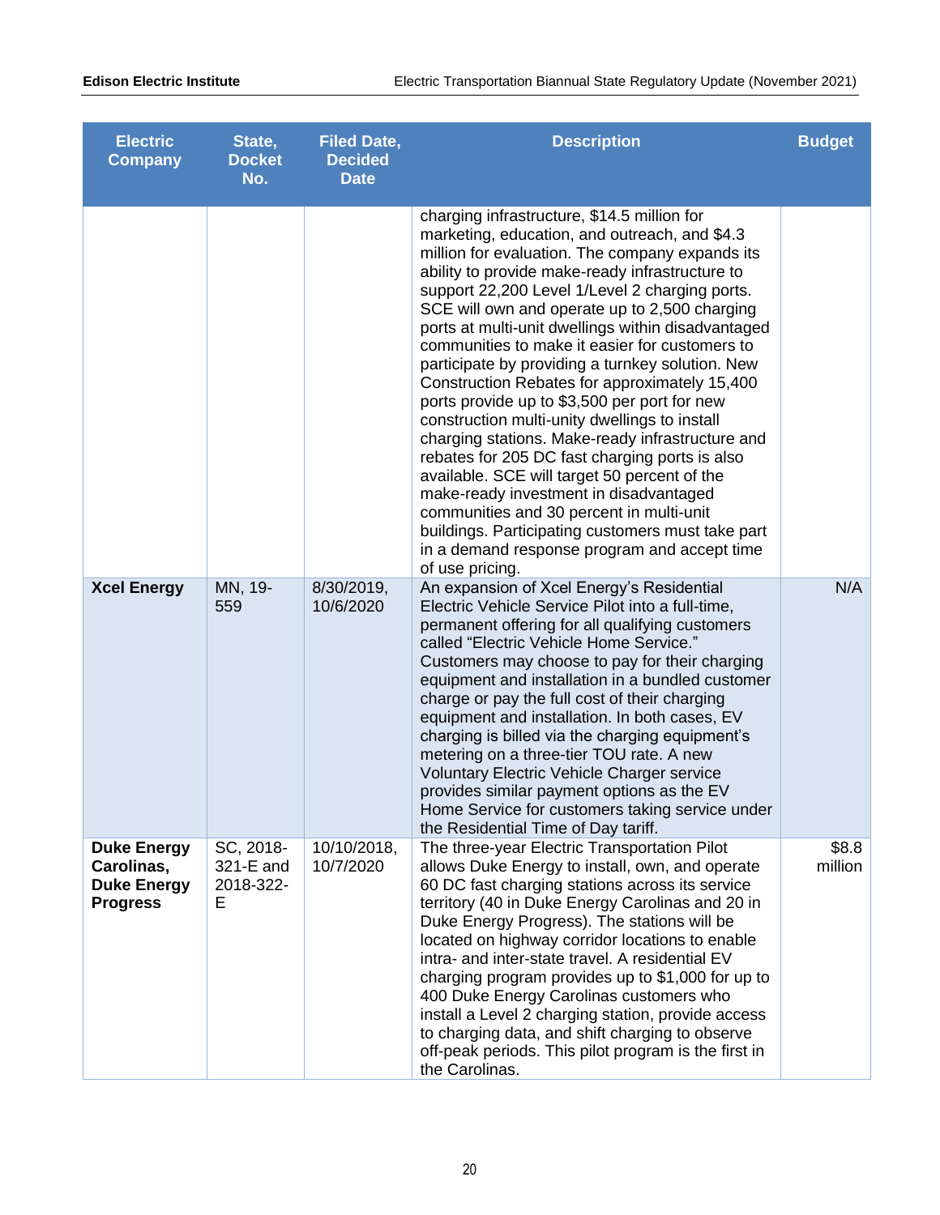| Electric Company | State, Docket No. | Filed Date, Decided Date | Description | Budget |
|---|---|---|---|---|
| | | | charging infrastructure, $14.5 million for marketing, education, and outreach, and $4.3 million for evaluation. The company expands its ability to provide make-ready infrastructure to support 22,200 Level 1/Level 2 charging ports. SCE will own and operate up to 2,500 charging ports at multi-unit dwellings within disadvantaged communities to make it easier for customers to participate by providing a turnkey solution. New Construction Rebates for approximately 15,400 ports provide up to $3,500 per port for new construction multi-unity dwellings to install charging stations. Make-ready infrastructure and rebates for 205 DC fast charging ports is also available. SCE will target 50 percent of the make-ready investment in disadvantaged communities and 30 percent in multi-unit buildings. Participating customers must take part in a demand response program and accept time of use pricing. | |
| **Xcel Energy** | MN, 19-559 | 8/30/2019, 10/6/2020 | An expansion of Xcel Energy's Residential Electric Vehicle Service Pilot into a full-time, permanent offering for all qualifying customers called "Electric Vehicle Home Service." Customers may choose to pay for their charging equipment and installation in a bundled customer charge or pay the full cost of their charging equipment and installation. In both cases, EV charging is billed via the charging equipment's metering on a three-tier TOU rate. A new Voluntary Electric Vehicle Charger service provides similar payment options as the EV Home Service for customers taking service under the Residential Time of Day tariff. | N/A |
| **Duke Energy Carolinas, Duke Energy Progress** | SC, 2018-321-E and 2018-322-E | 10/10/2018, 10/7/2020 | The three-year Electric Transportation Pilot allows Duke Energy to install, own, and operate 60 DC fast charging stations across its service territory (40 in Duke Energy Carolinas and 20 in Duke Energy Progress). The stations will be located on highway corridor locations to enable intra- and inter-state travel. A residential EV charging program provides up to $1,000 for up to 400 Duke Energy Carolinas customers who install a Level 2 charging station, provide access to charging data, and shift charging to observe off-peak periods. This pilot program is the first in the Carolinas. | $8.8 million |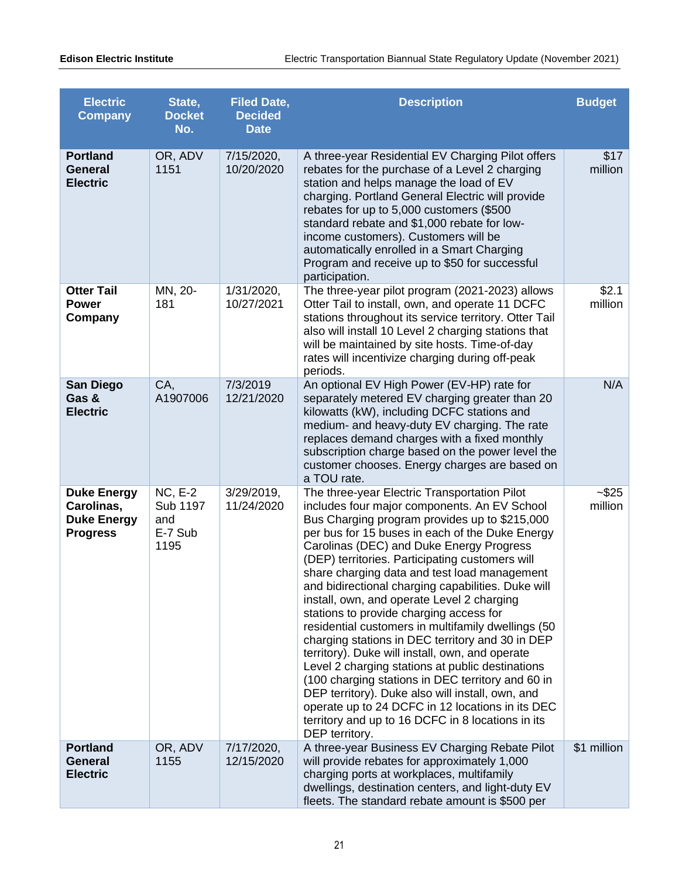| Electric Company | State, Docket No. | Filed Date, Decided Date | Description | Budget |
|---|---|---|---|---|
| **Portland General Electric** | OR, ADV 1151 | 7/15/2020, 10/20/2020 | A three-year Residential EV Charging Pilot offers rebates for the purchase of a Level 2 charging station and helps manage the load of EV charging. Portland General Electric will provide rebates for up to 5,000 customers ($500 standard rebate and $1,000 rebate for low-income customers). Customers will be automatically enrolled in a Smart Charging Program and receive up to $50 for successful participation. | $17 million |
| **Otter Tail Power Company** | MN, 20-181 | 1/31/2020, 10/27/2021 | The three-year pilot program (2021-2023) allows Otter Tail to install, own, and operate 11 DCFC stations throughout its service territory. Otter Tail also will install 10 Level 2 charging stations that will be maintained by site hosts. Time-of-day rates will incentivize charging during off-peak periods. | $2.1 million |
| **San Diego Gas & Electric** | CA, A1907006 | 7/3/2019 12/21/2020 | An optional EV High Power (EV-HP) rate for separately metered EV charging greater than 20 kilowatts (kW), including DCFC stations and medium- and heavy-duty EV charging. The rate replaces demand charges with a fixed monthly subscription charge based on the power level the customer chooses. Energy charges are based on a TOU rate. | N/A |
| **Duke Energy Carolinas, Duke Energy Progress** | NC, E-2 Sub 1197 and E-7 Sub 1195 | 3/29/2019, 11/24/2020 | The three-year Electric Transportation Pilot includes four major components. An EV School Bus Charging program provides up to $215,000 per bus for 15 buses in each of the Duke Energy Carolinas (DEC) and Duke Energy Progress (DEP) territories. Participating customers will share charging data and test load management and bidirectional charging capabilities. Duke will install, own, and operate Level 2 charging stations to provide charging access for residential customers in multifamily dwellings (50 charging stations in DEC territory and 30 in DEP territory). Duke will install, own, and operate Level 2 charging stations at public destinations (100 charging stations in DEC territory and 60 in DEP territory). Duke also will install, own, and operate up to 24 DCFC in 12 locations in its DEC territory and up to 16 DCFC in 8 locations in its DEP territory. | ~$25 million |
| **Portland General Electric** | OR, ADV 1155 | 7/17/2020, 12/15/2020 | A three-year Business EV Charging Rebate Pilot will provide rebates for approximately 1,000 charging ports at workplaces, multifamily dwellings, destination centers, and light-duty EV fleets. The standard rebate amount is $500 per | $1 million |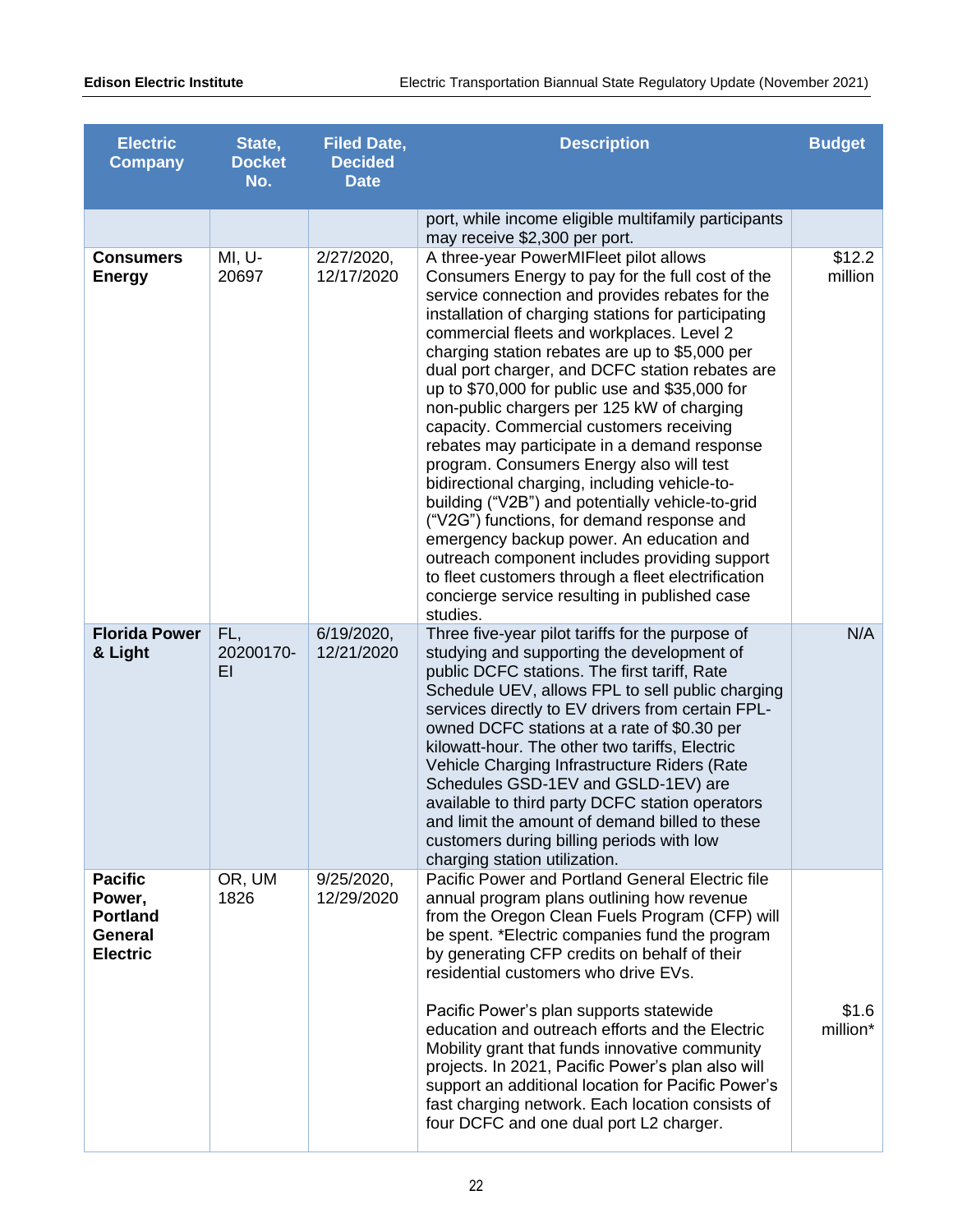| Electric Company | State, Docket No. | Filed Date, Decided Date | Description | Budget |
|---|---|---|---|---|
| | | | port, while income eligible multifamily participants may receive $2,300 per port. | |
| **Consumers Energy** | MI, U-20697 | 2/27/2020, 12/17/2020 | A three-year PowerMIFleet pilot allows Consumers Energy to pay for the full cost of the service connection and provides rebates for the installation of charging stations for participating commercial fleets and workplaces. Level 2 charging station rebates are up to $5,000 per dual port charger, and DCFC station rebates are up to $70,000 for public use and $35,000 for non-public chargers per 125 kW of charging capacity. Commercial customers receiving rebates may participate in a demand response program. Consumers Energy also will test bidirectional charging, including vehicle-to-building ("V2B") and potentially vehicle-to-grid ("V2G") functions, for demand response and emergency backup power. An education and outreach component includes providing support to fleet customers through a fleet electrification concierge service resulting in published case studies. | $12.2 million |
| **Florida Power & Light** | FL, 20200170-EI | 6/19/2020, 12/21/2020 | Three five-year pilot tariffs for the purpose of studying and supporting the development of public DCFC stations. The first tariff, Rate Schedule UEV, allows FPL to sell public charging services directly to EV drivers from certain FPL-owned DCFC stations at a rate of $0.30 per kilowatt-hour. The other two tariffs, Electric Vehicle Charging Infrastructure Riders (Rate Schedules GSD-1EV and GSLD-1EV) are available to third party DCFC station operators and limit the amount of demand billed to these customers during billing periods with low charging station utilization. | N/A |
| **Pacific Power, Portland General Electric** | OR, UM 1826 | 9/25/2020, 12/29/2020 | Pacific Power and Portland General Electric file annual program plans outlining how revenue from the Oregon Clean Fuels Program (CFP) will be spent. *Electric companies fund the program by generating CFP credits on behalf of their residential customers who drive EVs.<br><br>Pacific Power's plan supports statewide education and outreach efforts and the Electric Mobility grant that funds innovative community projects. In 2021, Pacific Power's plan also will support an additional location for Pacific Power's fast charging network. Each location consists of four DCFC and one dual port L2 charger. | $1.6 million* |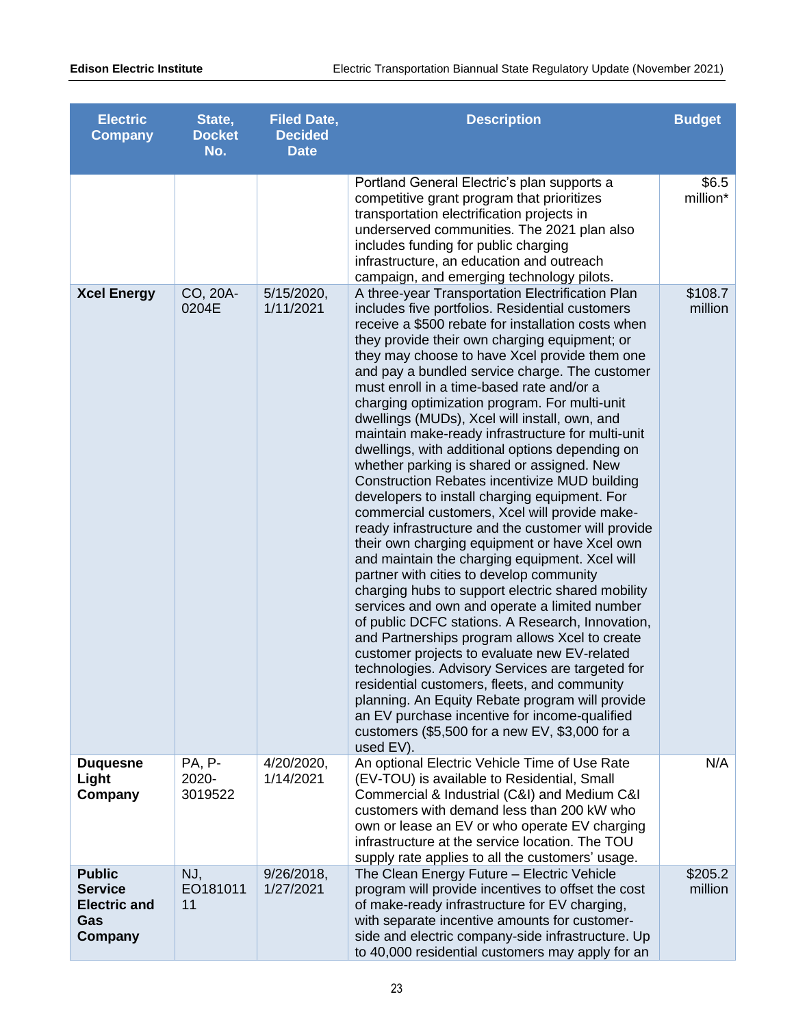| Electric Company | State, Docket No. | Filed Date, Decided Date | Description | Budget |
|---|---|---|---|---|
| | | | Portland General Electric's plan supports a competitive grant program that prioritizes transportation electrification projects in underserved communities. The 2021 plan also includes funding for public charging infrastructure, an education and outreach campaign, and emerging technology pilots. | $6.5 million* |
| **Xcel Energy** | CO, 20A-0204E | 5/15/2020, 1/11/2021 | A three-year Transportation Electrification Plan includes five portfolios. Residential customers receive a $500 rebate for installation costs when they provide their own charging equipment; or they may choose to have Xcel provide them one and pay a bundled service charge. The customer must enroll in a time-based rate and/or a charging optimization program. For multi-unit dwellings (MUDs), Xcel will install, own, and maintain make-ready infrastructure for multi-unit dwellings, with additional options depending on whether parking is shared or assigned. New Construction Rebates incentivize MUD building developers to install charging equipment. For commercial customers, Xcel will provide make-ready infrastructure and the customer will provide their own charging equipment or have Xcel own and maintain the charging equipment. Xcel will partner with cities to develop community charging hubs to support electric shared mobility services and own and operate a limited number of public DCFC stations. A Research, Innovation, and Partnerships program allows Xcel to create customer projects to evaluate new EV-related technologies. Advisory Services are targeted for residential customers, fleets, and community planning. An Equity Rebate program will provide an EV purchase incentive for income-qualified customers ($5,500 for a new EV, $3,000 for a used EV). | $108.7 million |
| **Duquesne Light Company** | PA, P-2020-3019522 | 4/20/2020, 1/14/2021 | An optional Electric Vehicle Time of Use Rate (EV-TOU) is available to Residential, Small Commercial & Industrial (C&I) and Medium C&I customers with demand less than 200 kW who own or lease an EV or who operate EV charging infrastructure at the service location. The TOU supply rate applies to all the customers' usage. | N/A |
| **Public Service Electric and Gas Company** | NJ, EO18101111 | 9/26/2018, 1/27/2021 | The Clean Energy Future – Electric Vehicle program will provide incentives to offset the cost of make-ready infrastructure for EV charging, with separate incentive amounts for customer-side and electric company-side infrastructure. Up to 40,000 residential customers may apply for an | $205.2 million |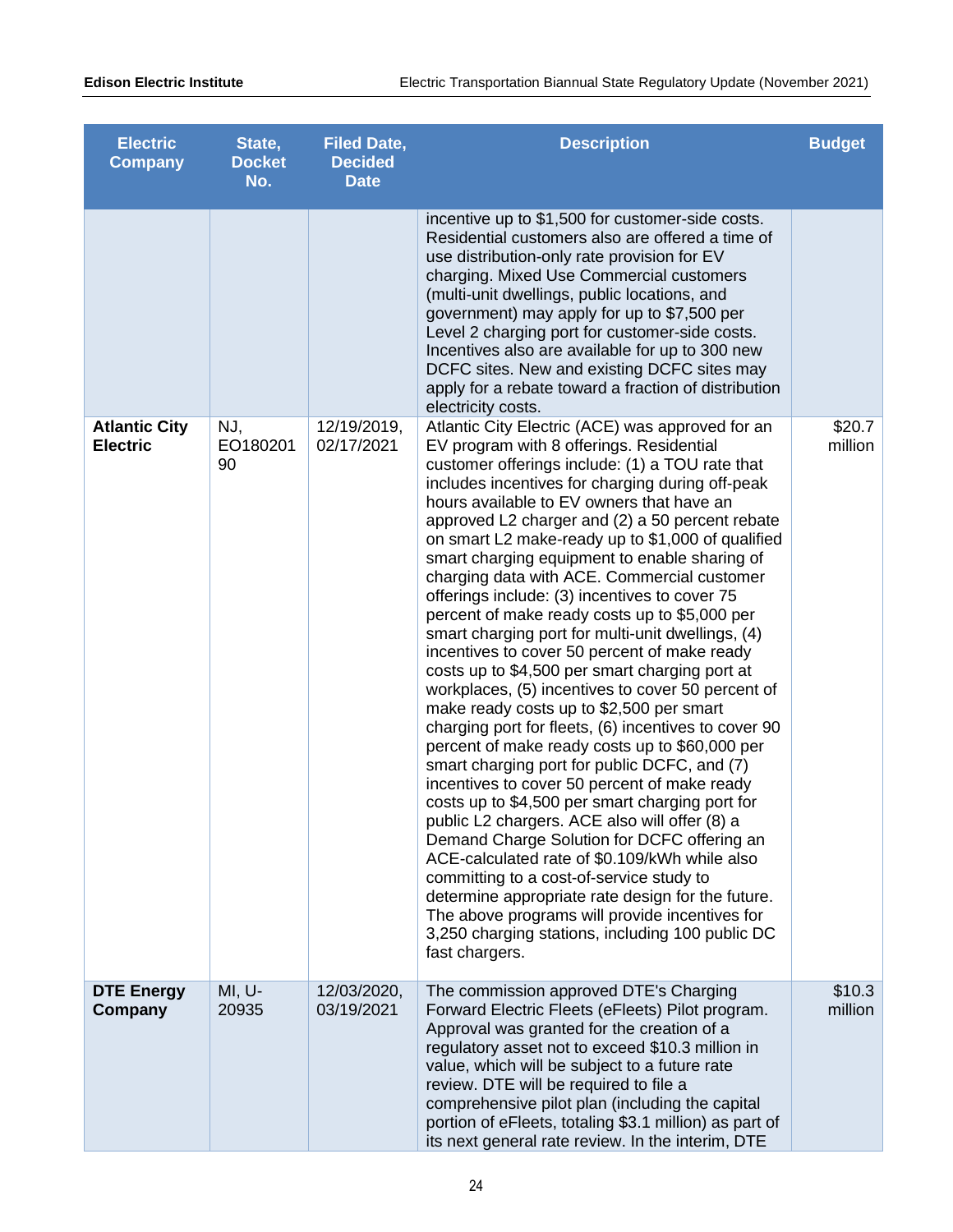| Electric Company | State, Docket No. | Filed Date, Decided Date | Description | Budget |
|---|---|---|---|---|
| | | | incentive up to $1,500 for customer-side costs. Residential customers also are offered a time of use distribution-only rate provision for EV charging. Mixed Use Commercial customers (multi-unit dwellings, public locations, and government) may apply for up to $7,500 per Level 2 charging port for customer-side costs. Incentives also are available for up to 300 new DCFC sites. New and existing DCFC sites may apply for a rebate toward a fraction of distribution electricity costs. | |
| **Atlantic City Electric** | NJ, EO18020190 | 12/19/2019, 02/17/2021 | Atlantic City Electric (ACE) was approved for an EV program with 8 offerings. Residential customer offerings include: (1) a TOU rate that includes incentives for charging during off-peak hours available to EV owners that have an approved L2 charger and (2) a 50 percent rebate on smart L2 make-ready up to $1,000 of qualified smart charging equipment to enable sharing of charging data with ACE. Commercial customer offerings include: (3) incentives to cover 75 percent of make ready costs up to $5,000 per smart charging port for multi-unit dwellings, (4) incentives to cover 50 percent of make ready costs up to $4,500 per smart charging port at workplaces, (5) incentives to cover 50 percent of make ready costs up to $2,500 per smart charging port for fleets, (6) incentives to cover 90 percent of make ready costs up to $60,000 per smart charging port for public DCFC, and (7) incentives to cover 50 percent of make ready costs up to $4,500 per smart charging port for public L2 chargers. ACE also will offer (8) a Demand Charge Solution for DCFC offering an ACE-calculated rate of $0.109/kWh while also committing to a cost-of-service study to determine appropriate rate design for the future. The above programs will provide incentives for 3,250 charging stations, including 100 public DC fast chargers. | $20.7 million |
| **DTE Energy Company** | MI, U-20935 | 12/03/2020, 03/19/2021 | The commission approved DTE's Charging Forward Electric Fleets (eFleets) Pilot program. Approval was granted for the creation of a regulatory asset not to exceed $10.3 million in value, which will be subject to a future rate review. DTE will be required to file a comprehensive pilot plan (including the capital portion of eFleets, totaling $3.1 million) as part of its next general rate review. In the interim, DTE | $10.3 million |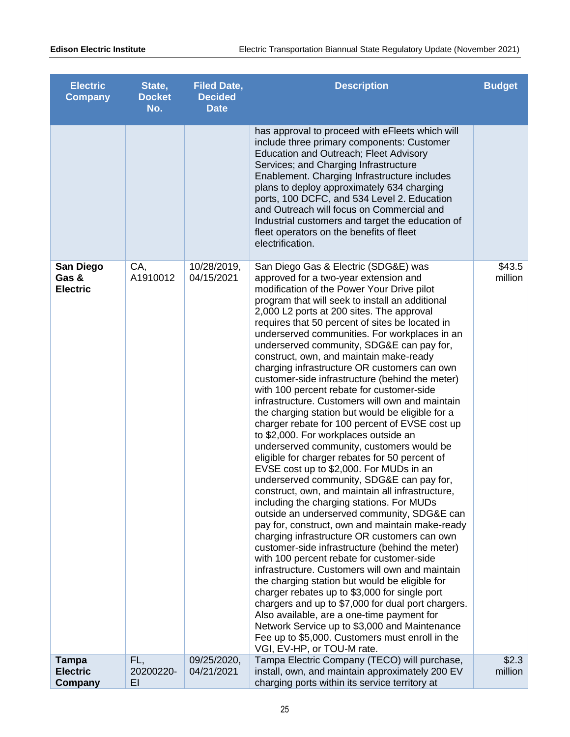| Electric Company | State, Docket No. | Filed Date, Decided Date | Description | Budget |
|---|---|---|---|---|
| | | | has approval to proceed with eFleets which will include three primary components: Customer Education and Outreach; Fleet Advisory Services; and Charging Infrastructure Enablement. Charging Infrastructure includes plans to deploy approximately 634 charging ports, 100 DCFC, and 534 Level 2. Education and Outreach will focus on Commercial and Industrial customers and target the education of fleet operators on the benefits of fleet electrification. | |
| **San Diego Gas & Electric** | CA, A1910012 | 10/28/2019, 04/15/2021 | San Diego Gas & Electric (SDG&E) was approved for a two-year extension and modification of the Power Your Drive pilot program that will seek to install an additional 2,000 L2 ports at 200 sites. The approval requires that 50 percent of sites be located in underserved communities. For workplaces in an underserved community, SDG&E can pay for, construct, own, and maintain make-ready charging infrastructure OR customers can own customer-side infrastructure (behind the meter) with 100 percent rebate for customer-side infrastructure. Customers will own and maintain the charging station but would be eligible for a charger rebate for 100 percent of EVSE cost up to $2,000. For workplaces outside an underserved community, customers would be eligible for charger rebates for 50 percent of EVSE cost up to $2,000. For MUDs in an underserved community, SDG&E can pay for, construct, own, and maintain all infrastructure, including the charging stations. For MUDs outside an underserved community, SDG&E can pay for, construct, own and maintain make-ready charging infrastructure OR customers can own customer-side infrastructure (behind the meter) with 100 percent rebate for customer-side infrastructure. Customers will own and maintain the charging station but would be eligible for charger rebates up to $3,000 for single port chargers and up to $7,000 for dual port chargers. Also available, are a one-time payment for Network Service up to $3,000 and Maintenance Fee up to $5,000. Customers must enroll in the VGI, EV-HP, or TOU-M rate. | $43.5 million |
| **Tampa Electric Company** | FL, 20200220-EI | 09/25/2020, 04/21/2021 | Tampa Electric Company (TECO) will purchase, install, own, and maintain approximately 200 EV charging ports within its service territory at | $2.3 million |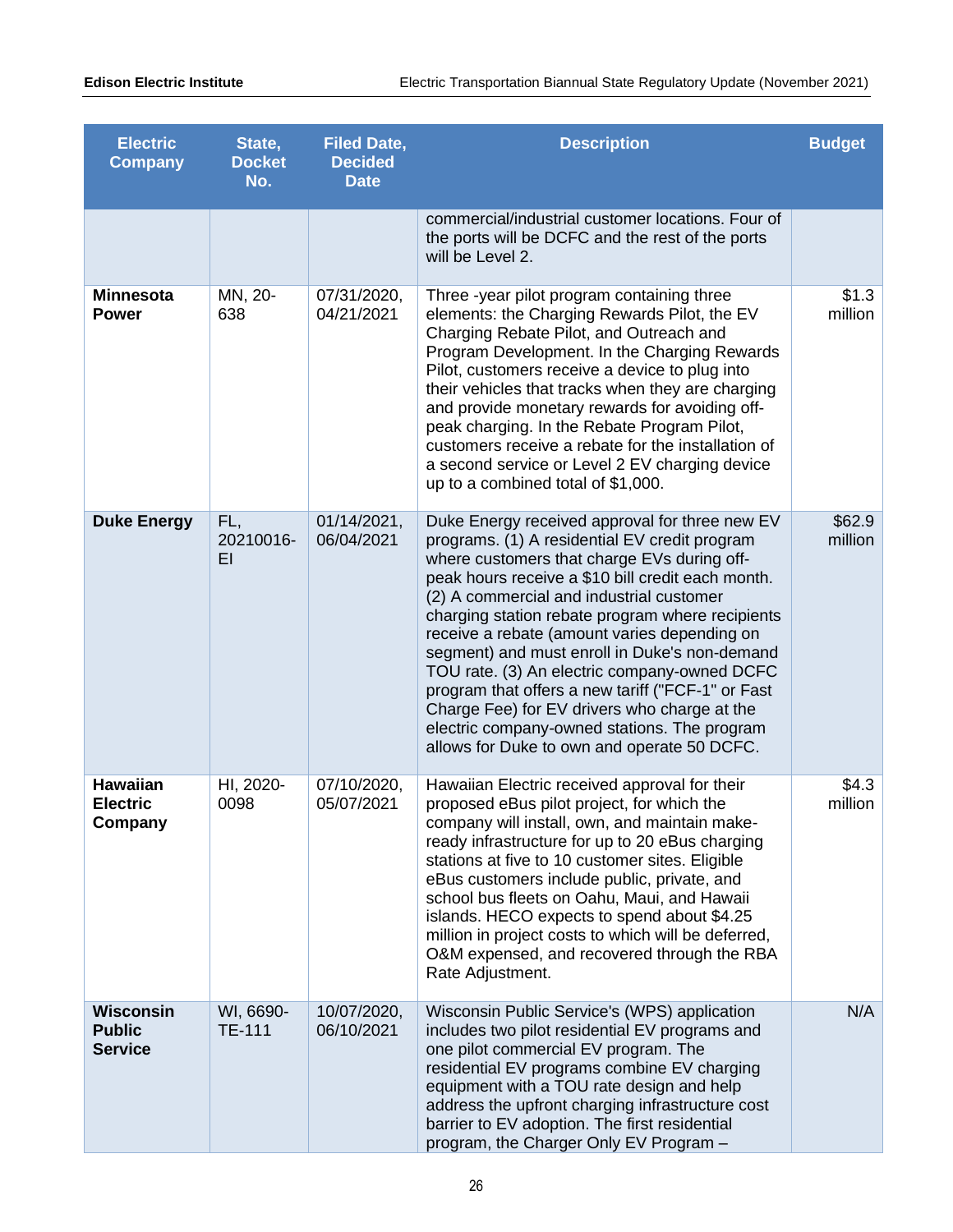| Electric Company | State, Docket No. | Filed Date, Decided Date | Description | Budget |
|---|---|---|---|---|
| | | | commercial/industrial customer locations. Four of the ports will be DCFC and the rest of the ports will be Level 2. | |
| **Minnesota Power** | MN, 20-638 | 07/31/2020, 04/21/2021 | Three -year pilot program containing three elements: the Charging Rewards Pilot, the EV Charging Rebate Pilot, and Outreach and Program Development. In the Charging Rewards Pilot, customers receive a device to plug into their vehicles that tracks when they are charging and provide monetary rewards for avoiding off-peak charging. In the Rebate Program Pilot, customers receive a rebate for the installation of a second service or Level 2 EV charging device up to a combined total of $1,000. | $1.3 million |
| **Duke Energy** | FL, 20210016-EI | 01/14/2021, 06/04/2021 | Duke Energy received approval for three new EV programs. (1) A residential EV credit program where customers that charge EVs during off-peak hours receive a $10 bill credit each month. (2) A commercial and industrial customer charging station rebate program where recipients receive a rebate (amount varies depending on segment) and must enroll in Duke's non-demand TOU rate. (3) An electric company-owned DCFC program that offers a new tariff ("FCF-1" or Fast Charge Fee) for EV drivers who charge at the electric company-owned stations. The program allows for Duke to own and operate 50 DCFC. | $62.9 million |
| **Hawaiian Electric Company** | HI, 2020-0098 | 07/10/2020, 05/07/2021 | Hawaiian Electric received approval for their proposed eBus pilot project, for which the company will install, own, and maintain make-ready infrastructure for up to 20 eBus charging stations at five to 10 customer sites. Eligible eBus customers include public, private, and school bus fleets on Oahu, Maui, and Hawaii islands. HECO expects to spend about $4.25 million in project costs to which will be deferred, O&M expensed, and recovered through the RBA Rate Adjustment. | $4.3 million |
| **Wisconsin Public Service** | WI, 6690-TE-111 | 10/07/2020, 06/10/2021 | Wisconsin Public Service's (WPS) application includes two pilot residential EV programs and one pilot commercial EV program. The residential EV programs combine EV charging equipment with a TOU rate design and help address the upfront charging infrastructure cost barrier to EV adoption. The first residential program, the Charger Only EV Program – | N/A |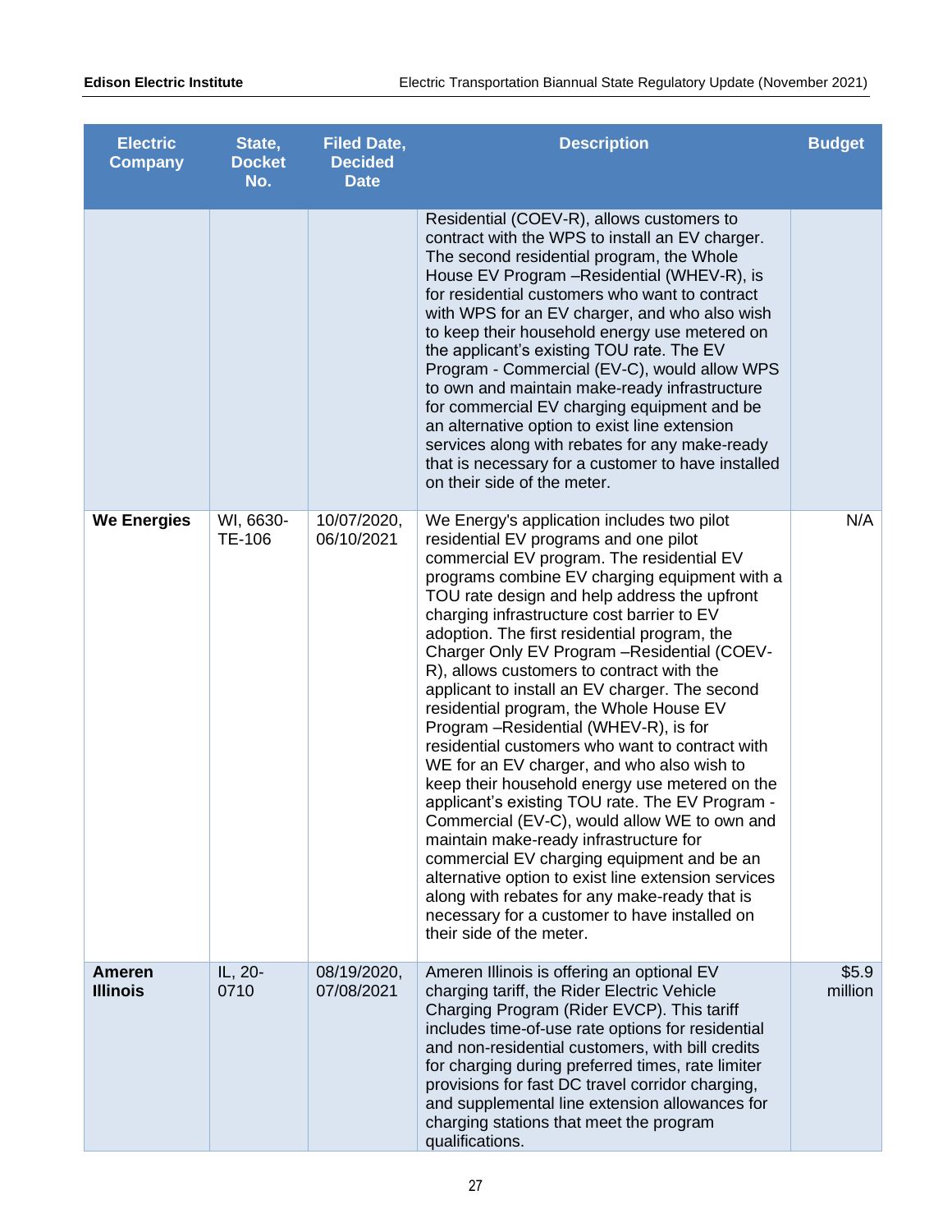| Electric Company | State, Docket No. | Filed Date, Decided Date | Description | Budget |
|---|---|---|---|---|
| | | | Residential (COEV-R), allows customers to contract with the WPS to install an EV charger. The second residential program, the Whole House EV Program –Residential (WHEV-R), is for residential customers who want to contract with WPS for an EV charger, and who also wish to keep their household energy use metered on the applicant's existing TOU rate. The EV Program - Commercial (EV-C), would allow WPS to own and maintain make-ready infrastructure for commercial EV charging equipment and be an alternative option to exist line extension services along with rebates for any make-ready that is necessary for a customer to have installed on their side of the meter. | |
| **We Energies** | WI, 6630-TE-106 | 10/07/2020, 06/10/2021 | We Energy's application includes two pilot residential EV programs and one pilot commercial EV program. The residential EV programs combine EV charging equipment with a TOU rate design and help address the upfront charging infrastructure cost barrier to EV adoption. The first residential program, the Charger Only EV Program –Residential (COEV-R), allows customers to contract with the applicant to install an EV charger. The second residential program, the Whole House EV Program –Residential (WHEV-R), is for residential customers who want to contract with WE for an EV charger, and who also wish to keep their household energy use metered on the applicant's existing TOU rate. The EV Program - Commercial (EV-C), would allow WE to own and maintain make-ready infrastructure for commercial EV charging equipment and be an alternative option to exist line extension services along with rebates for any make-ready that is necessary for a customer to have installed on their side of the meter. | N/A |
| **Ameren Illinois** | IL, 20-0710 | 08/19/2020, 07/08/2021 | Ameren Illinois is offering an optional EV charging tariff, the Rider Electric Vehicle Charging Program (Rider EVCP). This tariff includes time-of-use rate options for residential and non-residential customers, with bill credits for charging during preferred times, rate limiter provisions for fast DC travel corridor charging, and supplemental line extension allowances for charging stations that meet the program qualifications. | $5.9 million |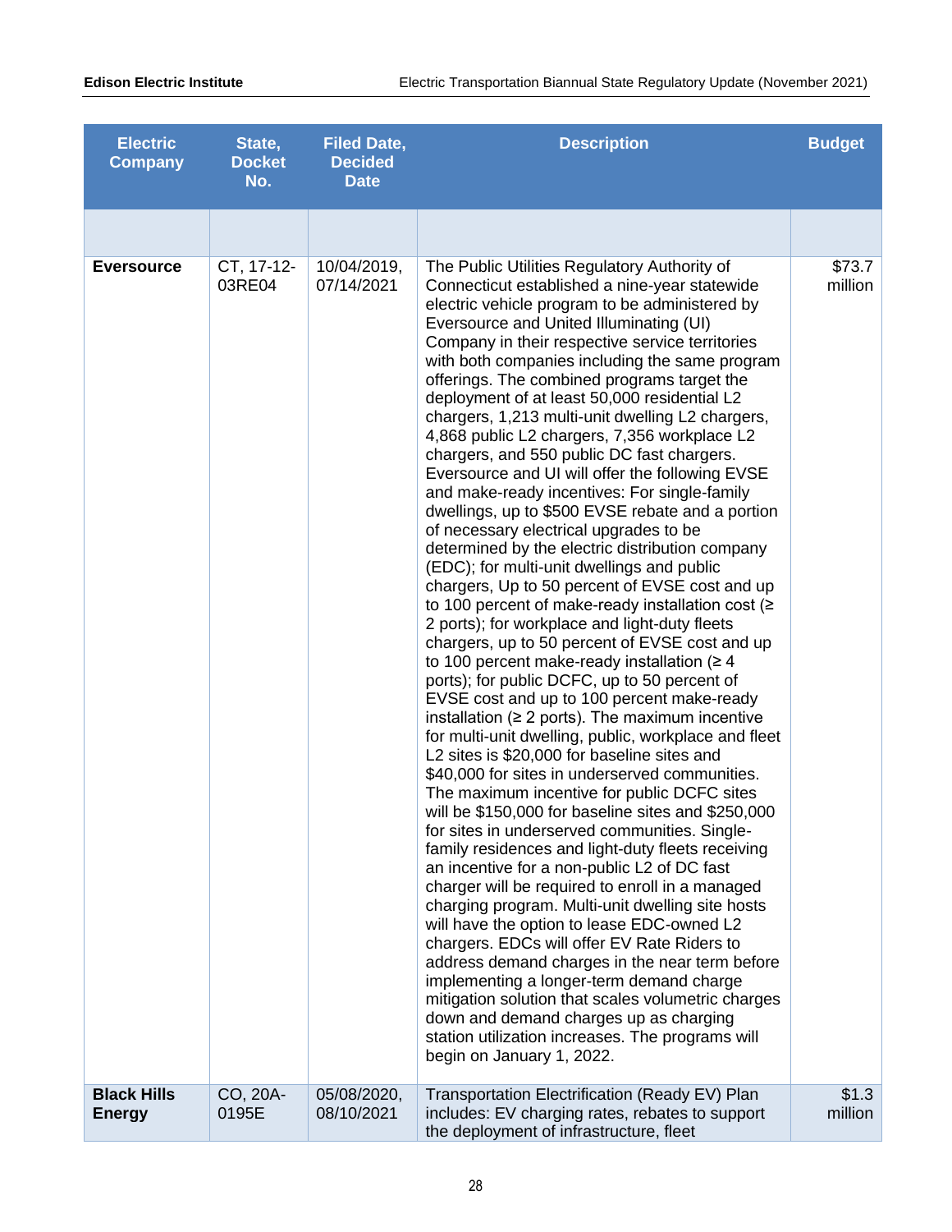| Electric Company | State, Docket No. | Filed Date, Decided Date | Description | Budget |
|---|---|---|---|---|
| | | | | |
| **Eversource** | CT, 17-12-03RE04 | 10/04/2019, 07/14/2021 | The Public Utilities Regulatory Authority of Connecticut established a nine-year statewide electric vehicle program to be administered by Eversource and United Illuminating (UI) Company in their respective service territories with both companies including the same program offerings. The combined programs target the deployment of at least 50,000 residential L2 chargers, 1,213 multi-unit dwelling L2 chargers, 4,868 public L2 chargers, 7,356 workplace L2 chargers, and 550 public DC fast chargers. Eversource and UI will offer the following EVSE and make-ready incentives: For single-family dwellings, up to $500 EVSE rebate and a portion of necessary electrical upgrades to be determined by the electric distribution company (EDC); for multi-unit dwellings and public chargers, Up to 50 percent of EVSE cost and up to 100 percent of make-ready installation cost (≥ 2 ports); for workplace and light-duty fleets chargers, up to 50 percent of EVSE cost and up to 100 percent make-ready installation (≥ 4 ports); for public DCFC, up to 50 percent of EVSE cost and up to 100 percent make-ready installation (≥ 2 ports). The maximum incentive for multi-unit dwelling, public, workplace and fleet L2 sites is $20,000 for baseline sites and $40,000 for sites in underserved communities. The maximum incentive for public DCFC sites will be $150,000 for baseline sites and $250,000 for sites in underserved communities. Single-family residences and light-duty fleets receiving an incentive for a non-public L2 of DC fast charger will be required to enroll in a managed charging program. Multi-unit dwelling site hosts will have the option to lease EDC-owned L2 chargers. EDCs will offer EV Rate Riders to address demand charges in the near term before implementing a longer-term demand charge mitigation solution that scales volumetric charges down and demand charges up as charging station utilization increases. The programs will begin on January 1, 2022. | $73.7 million |
| **Black Hills Energy** | CO, 20A-0195E | 05/08/2020, 08/10/2021 | Transportation Electrification (Ready EV) Plan includes: EV charging rates, rebates to support the deployment of infrastructure, fleet | $1.3 million |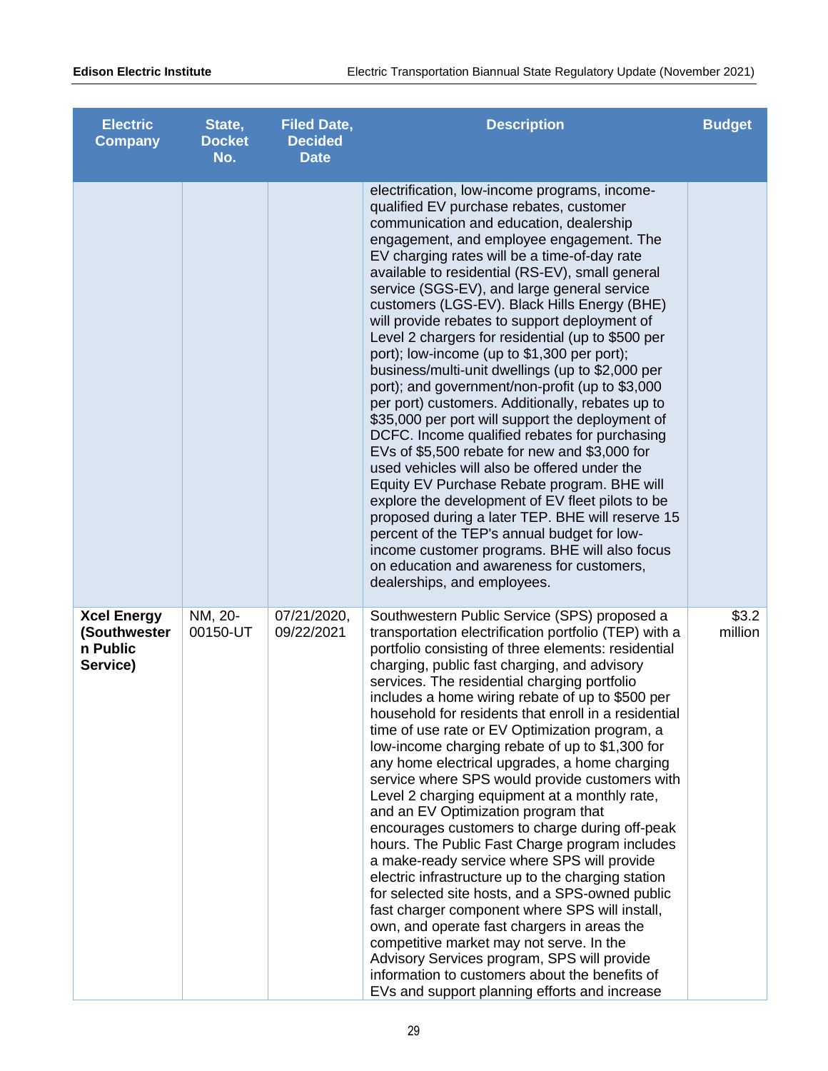| Electric Company | State, Docket No. | Filed Date, Decided Date | Description | Budget |
|---|---|---|---|---|
| | | | electrification, low-income programs, income-qualified EV purchase rebates, customer communication and education, dealership engagement, and employee engagement. The EV charging rates will be a time-of-day rate available to residential (RS-EV), small general service (SGS-EV), and large general service customers (LGS-EV). Black Hills Energy (BHE) will provide rebates to support deployment of Level 2 chargers for residential (up to $500 per port); low-income (up to $1,300 per port); business/multi-unit dwellings (up to $2,000 per port); and government/non-profit (up to $3,000 per port) customers. Additionally, rebates up to $35,000 per port will support the deployment of DCFC. Income qualified rebates for purchasing EVs of $5,500 rebate for new and $3,000 for used vehicles will also be offered under the Equity EV Purchase Rebate program. BHE will explore the development of EV fleet pilots to be proposed during a later TEP. BHE will reserve 15 percent of the TEP's annual budget for low-income customer programs. BHE will also focus on education and awareness for customers, dealerships, and employees. | |
| **Xcel Energy (Southwestern Public Service)** | NM, 20-00150-UT | 07/21/2020, 09/22/2021 | Southwestern Public Service (SPS) proposed a transportation electrification portfolio (TEP) with a portfolio consisting of three elements: residential charging, public fast charging, and advisory services. The residential charging portfolio includes a home wiring rebate of up to $500 per household for residents that enroll in a residential time of use rate or EV Optimization program, a low-income charging rebate of up to $1,300 for any home electrical upgrades, a home charging service where SPS would provide customers with Level 2 charging equipment at a monthly rate, and an EV Optimization program that encourages customers to charge during off-peak hours. The Public Fast Charge program includes a make-ready service where SPS will provide electric infrastructure up to the charging station for selected site hosts, and a SPS-owned public fast charger component where SPS will install, own, and operate fast chargers in areas the competitive market may not serve. In the Advisory Services program, SPS will provide information to customers about the benefits of EVs and support planning efforts and increase | $3.2 million |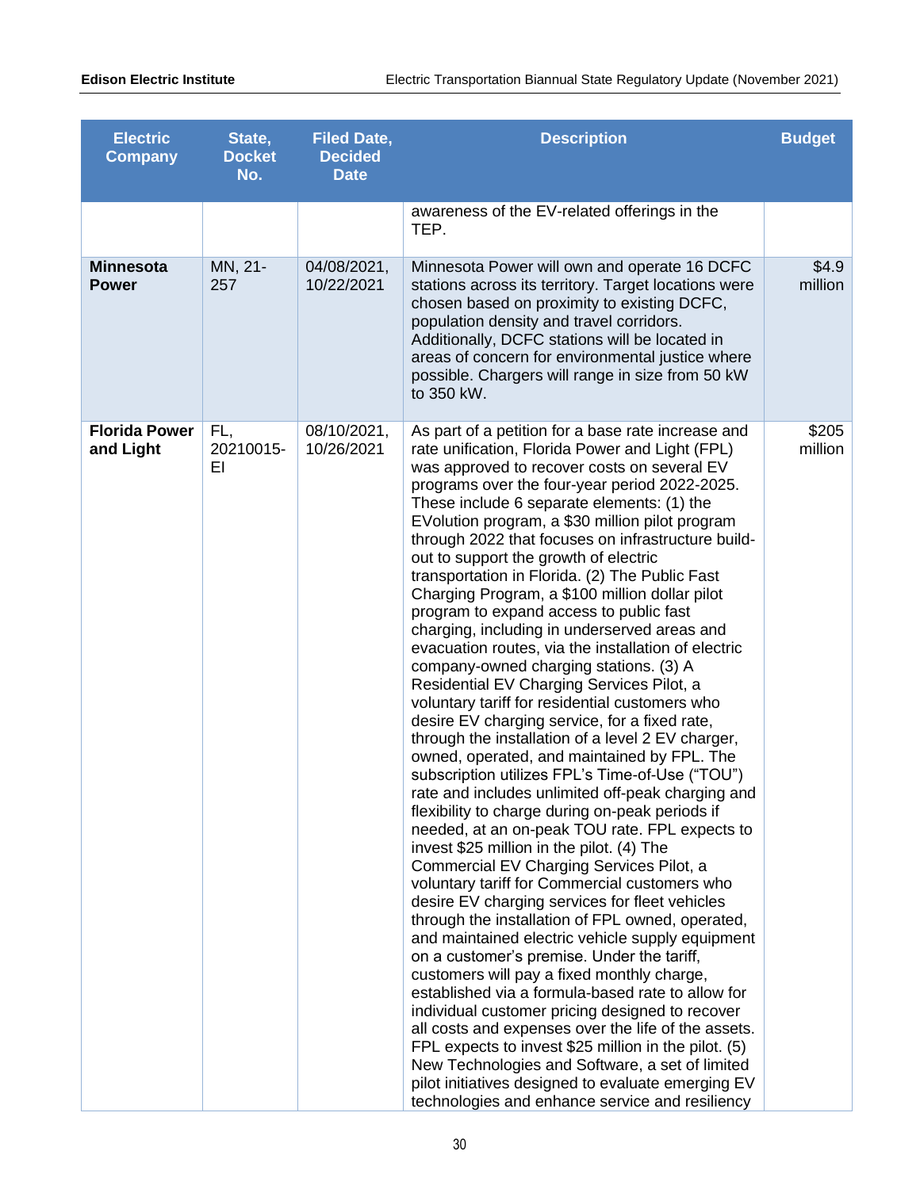| Electric Company | State, Docket No. | Filed Date, Decided Date | Description | Budget |
|---|---|---|---|---|
| | | | awareness of the EV-related offerings in the TEP. | |
| **Minnesota Power** | MN, 21-257 | 04/08/2021, 10/22/2021 | Minnesota Power will own and operate 16 DCFC stations across its territory. Target locations were chosen based on proximity to existing DCFC, population density and travel corridors. Additionally, DCFC stations will be located in areas of concern for environmental justice where possible. Chargers will range in size from 50 kW to 350 kW. | $4.9 million |
| **Florida Power and Light** | FL, 20210015-EI | 08/10/2021, 10/26/2021 | As part of a petition for a base rate increase and rate unification, Florida Power and Light (FPL) was approved to recover costs on several EV programs over the four-year period 2022-2025. These include 6 separate elements: (1) the EVolution program, a $30 million pilot program through 2022 that focuses on infrastructure build-out to support the growth of electric transportation in Florida. (2) The Public Fast Charging Program, a $100 million dollar pilot program to expand access to public fast charging, including in underserved areas and evacuation routes, via the installation of electric company-owned charging stations. (3) A Residential EV Charging Services Pilot, a voluntary tariff for residential customers who desire EV charging service, for a fixed rate, through the installation of a level 2 EV charger, owned, operated, and maintained by FPL. The subscription utilizes FPL's Time-of-Use ("TOU") rate and includes unlimited off-peak charging and flexibility to charge during on-peak periods if needed, at an on-peak TOU rate. FPL expects to invest $25 million in the pilot. (4) The Commercial EV Charging Services Pilot, a voluntary tariff for Commercial customers who desire EV charging services for fleet vehicles through the installation of FPL owned, operated, and maintained electric vehicle supply equipment on a customer's premise. Under the tariff, customers will pay a fixed monthly charge, established via a formula-based rate to allow for individual customer pricing designed to recover all costs and expenses over the life of the assets. FPL expects to invest $25 million in the pilot. (5) New Technologies and Software, a set of limited pilot initiatives designed to evaluate emerging EV technologies and enhance service and resiliency | $205 million |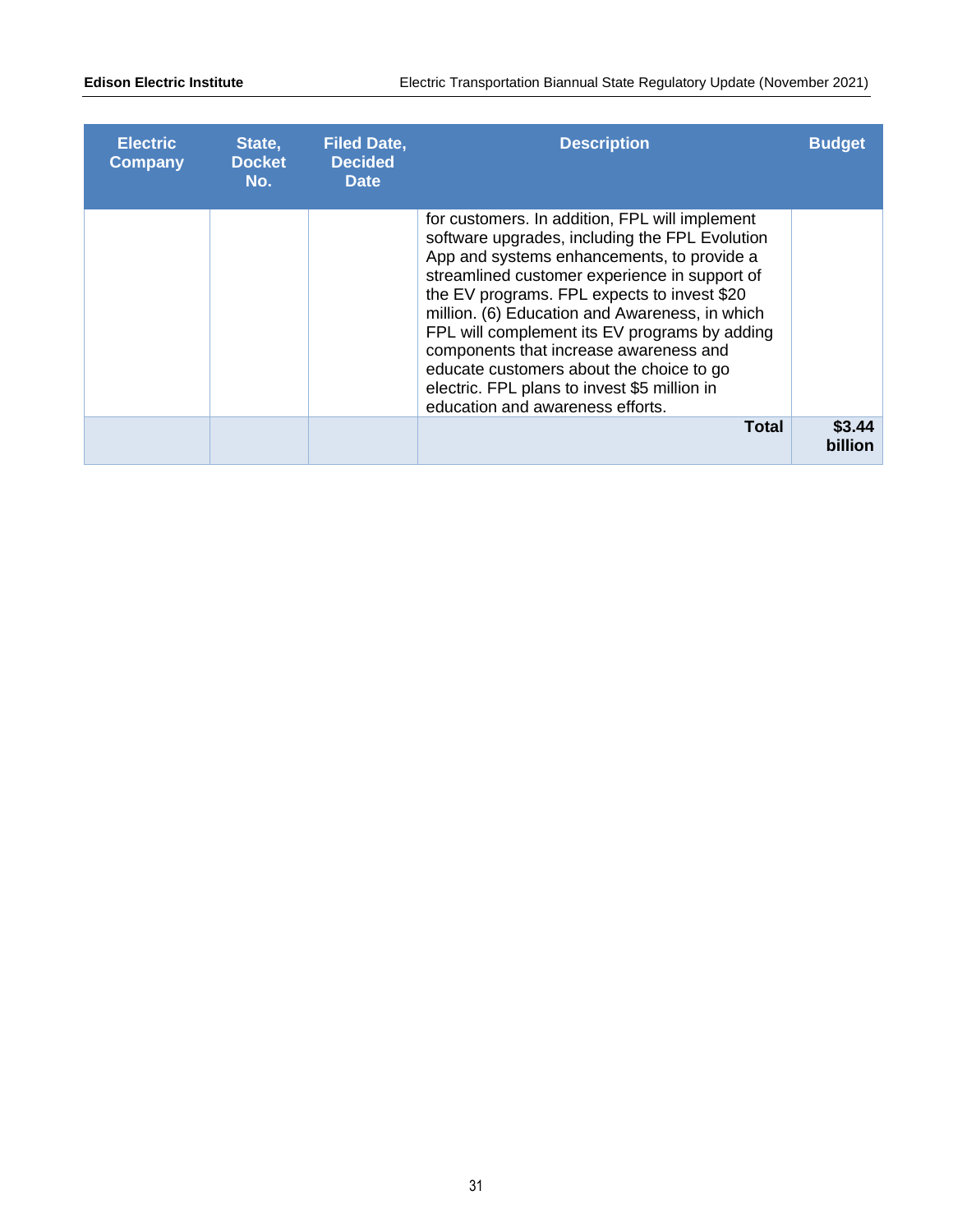| Electric Company | State, Docket No. | Filed Date, Decided Date | Description | Budget |
|---|---|---|---|---|
| | | | for customers. In addition, FPL will implement software upgrades, including the FPL Evolution App and systems enhancements, to provide a streamlined customer experience in support of the EV programs. FPL expects to invest $20 million. (6) Education and Awareness, in which FPL will complement its EV programs by adding components that increase awareness and educate customers about the choice to go electric. FPL plans to invest $5 million in education and awareness efforts. | |
| | | | **Total** | **$3.44 billion** |